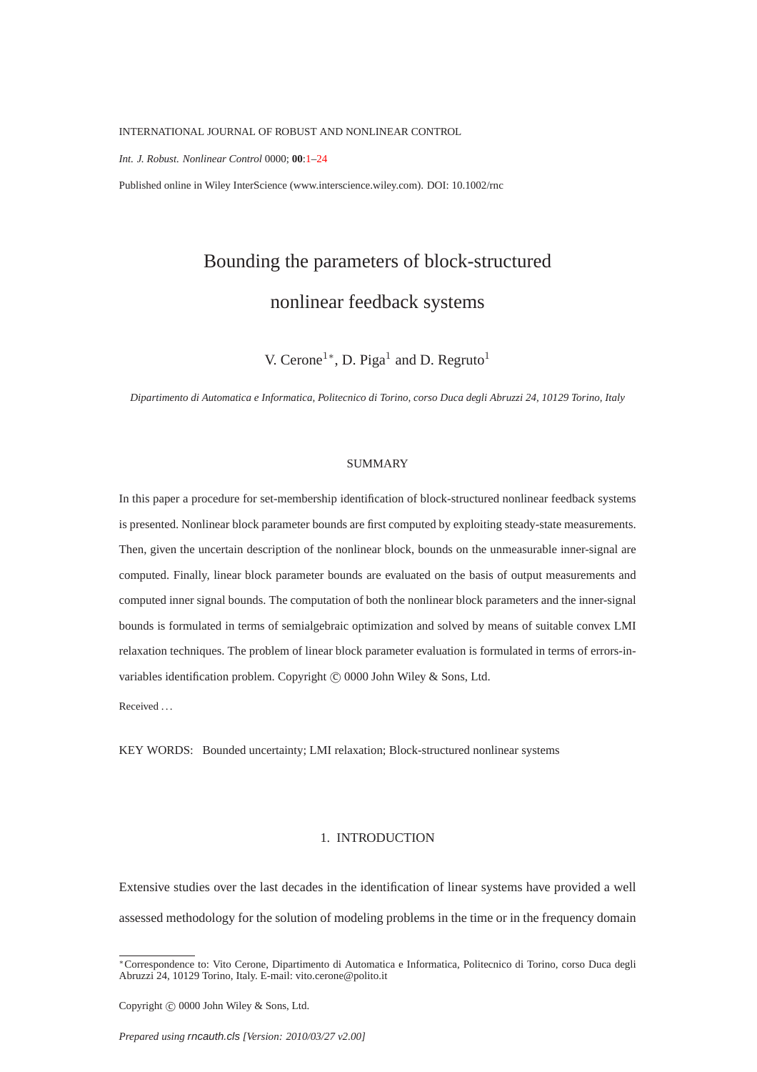# Bounding the parameters of block-structured nonlinear feedback systems

V. Cerone[1*], D. Piga[1] and D. Regruto[1]

*Dipartimento di Automatica e Informatica, Politecnico di Torino, corso Duca degli Abruzzi 24, 10129 Torino, Italy*

## SUMMARY

In this paper a procedure for set-membership identification of block-structured nonlinear feedback systems is presented. Nonlinear block parameter bounds are first computed by exploiting steady-state measurements. Then, given the uncertain description of the nonlinear block, bounds on the unmeasurable inner-signal are computed. Finally, linear block parameter bounds are evaluated on the basis of output measurements and computed inner signal bounds. The computation of both the nonlinear block parameters and the inner-signal bounds is formulated in terms of semialgebraic optimization and solved by means of suitable convex LMI relaxation techniques. The problem of linear block parameter evaluation is formulated in terms of errors-in-variables identification problem. Copyright © 0000 John Wiley & Sons, Ltd.

Received ...

KEY WORDS: Bounded uncertainty; LMI relaxation; Block-structured nonlinear systems

## 1. INTRODUCTION

Extensive studies over the last decades in the identification of linear systems have provided a well assessed methodology for the solution of modeling problems in the time or in the frequency domain

---

*Correspondence to: Vito Cerone, Dipartimento di Automatica e Informatica, Politecnico di Torino, corso Duca degli Abruzzi 24, 10129 Torino, Italy. E-mail: vito.cerone@polito.it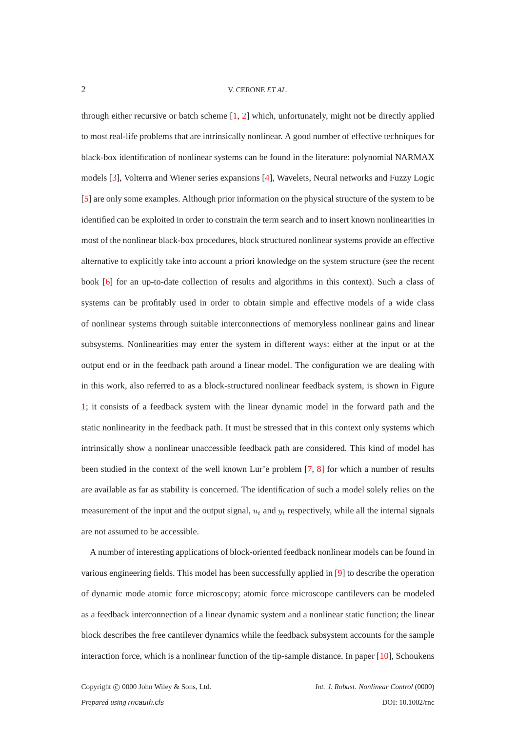through either recursive or batch scheme [1, 2] which, unfortunately, might not be directly applied to most real-life problems that are intrinsically nonlinear. A good number of effective techniques for black-box identification of nonlinear systems can be found in the literature: polynomial NARMAX models [3], Volterra and Wiener series expansions [4], Wavelets, Neural networks and Fuzzy Logic [5] are only some examples. Although prior information on the physical structure of the system to be identified can be exploited in order to constrain the term search and to insert known nonlinearities in most of the nonlinear black-box procedures, block structured nonlinear systems provide an effective alternative to explicitly take into account a priori knowledge on the system structure (see the recent book [6] for an up-to-date collection of results and algorithms in this context). Such a class of systems can be profitably used in order to obtain simple and effective models of a wide class of nonlinear systems through suitable interconnections of memoryless nonlinear gains and linear subsystems. Nonlinearities may enter the system in different ways: either at the input or at the output end or in the feedback path around a linear model. The configuration we are dealing with in this work, also referred to as a block-structured nonlinear feedback system, is shown in Figure 1; it consists of a feedback system with the linear dynamic model in the forward path and the static nonlinearity in the feedback path. It must be stressed that in this context only systems which intrinsically show a nonlinear unaccessible feedback path are considered. This kind of model has been studied in the context of the well known Lur'e problem [7, 8] for which a number of results are available as far as stability is concerned. The identification of such a model solely relies on the measurement of the input and the output signal, $u_t$ and $y_t$ respectively, while all the internal signals are not assumed to be accessible.

A number of interesting applications of block-oriented feedback nonlinear models can be found in various engineering fields. This model has been successfully applied in [9] to describe the operation of dynamic mode atomic force microscopy; atomic force microscope cantilevers can be modeled as a feedback interconnection of a linear dynamic system and a nonlinear static function; the linear block describes the free cantilever dynamics while the feedback subsystem accounts for the sample interaction force, which is a nonlinear function of the tip-sample distance. In paper [10], Schoukens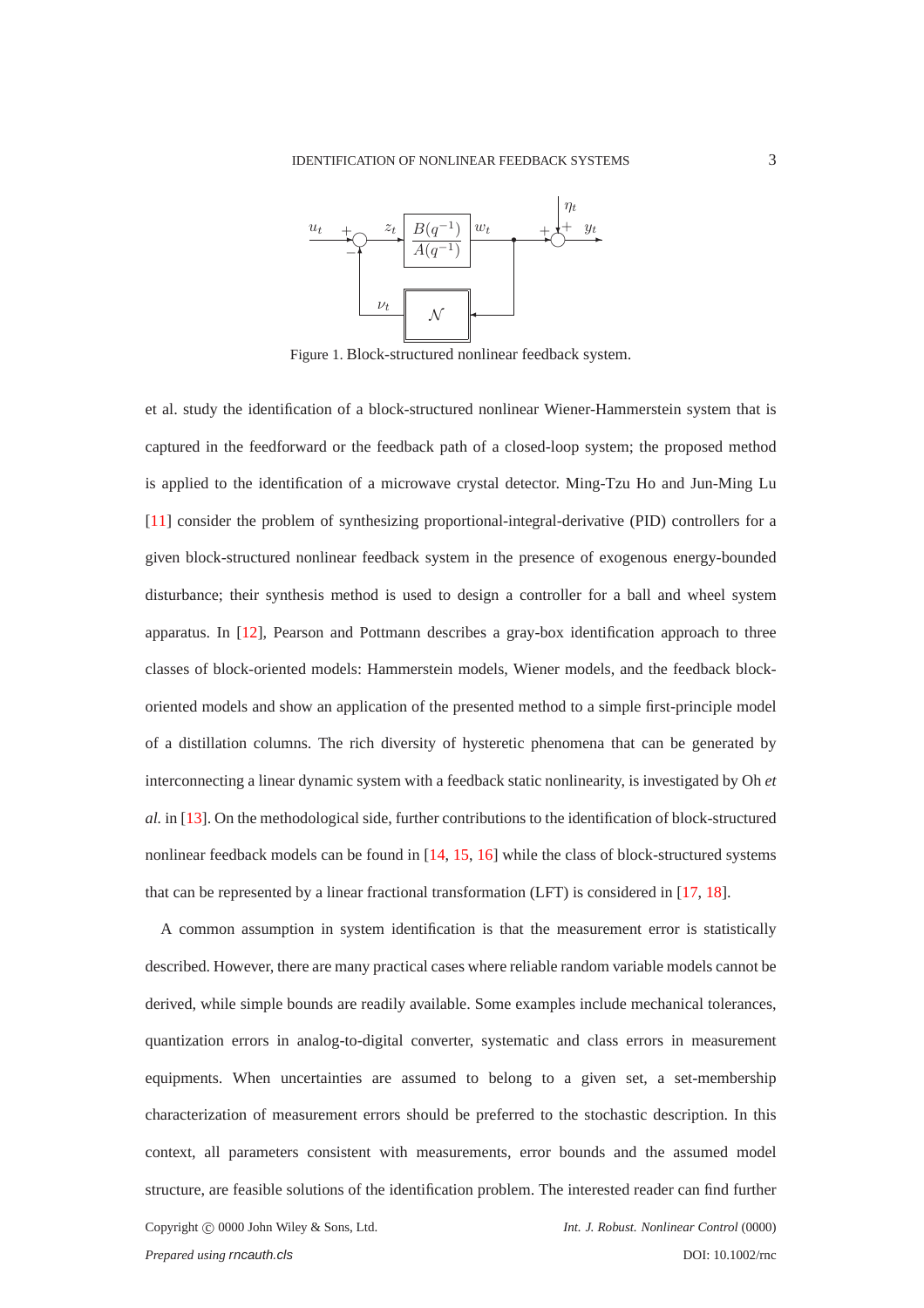Figure 1. Block-structured nonlinear feedback system.

et al. study the identification of a block-structured nonlinear Wiener-Hammerstein system that is captured in the feedforward or the feedback path of a closed-loop system; the proposed method is applied to the identification of a microwave crystal detector. Ming-Tzu Ho and Jun-Ming Lu [11] consider the problem of synthesizing proportional-integral-derivative (PID) controllers for a given block-structured nonlinear feedback system in the presence of exogenous energy-bounded disturbance; their synthesis method is used to design a controller for a ball and wheel system apparatus. In [12], Pearson and Pottmann describes a gray-box identification approach to three classes of block-oriented models: Hammerstein models, Wiener models, and the feedback block-oriented models and show an application of the presented method to a simple first-principle model of a distillation columns. The rich diversity of hysteretic phenomena that can be generated by interconnecting a linear dynamic system with a feedback static nonlinearity, is investigated by Oh *et al.* in [13]. On the methodological side, further contributions to the identification of block-structured nonlinear feedback models can be found in [14, 15, 16] while the class of block-structured systems that can be represented by a linear fractional transformation (LFT) is considered in [17, 18].

A common assumption in system identification is that the measurement error is statistically described. However, there are many practical cases where reliable random variable models cannot be derived, while simple bounds are readily available. Some examples include mechanical tolerances, quantization errors in analog-to-digital converter, systematic and class errors in measurement equipments. When uncertainties are assumed to belong to a given set, a set-membership characterization of measurement errors should be preferred to the stochastic description. In this context, all parameters consistent with measurements, error bounds and the assumed model structure, are feasible solutions of the identification problem. The interested reader can find further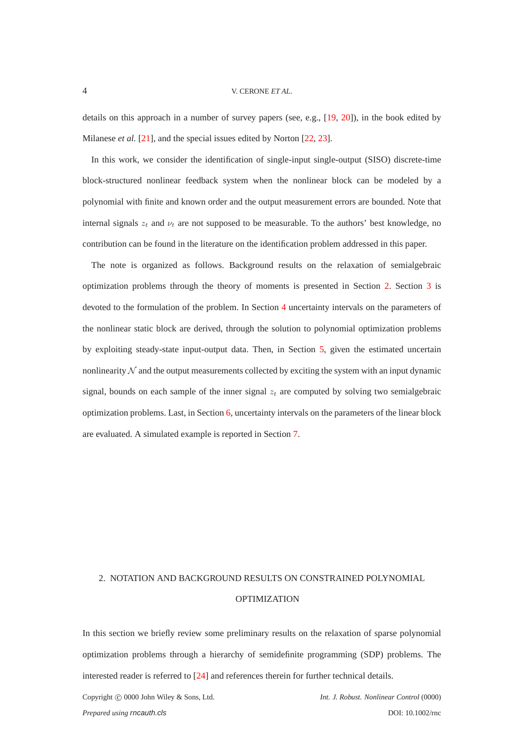details on this approach in a number of survey papers (see, e.g., [19, 20]), in the book edited by Milanese *et al.* [21], and the special issues edited by Norton [22, 23].

In this work, we consider the identification of single-input single-output (SISO) discrete-time block-structured nonlinear feedback system when the nonlinear block can be modeled by a polynomial with finite and known order and the output measurement errors are bounded. Note that internal signals $z_t$ and $\nu_t$ are not supposed to be measurable. To the authors' best knowledge, no contribution can be found in the literature on the identification problem addressed in this paper.

The note is organized as follows. Background results on the relaxation of semialgebraic optimization problems through the theory of moments is presented in Section 2. Section 3 is devoted to the formulation of the problem. In Section 4 uncertainty intervals on the parameters of the nonlinear static block are derived, through the solution to polynomial optimization problems by exploiting steady-state input-output data. Then, in Section 5, given the estimated uncertain nonlinearity $\mathcal{N}$ and the output measurements collected by exciting the system with an input dynamic signal, bounds on each sample of the inner signal $z_t$ are computed by solving two semialgebraic optimization problems. Last, in Section 6, uncertainty intervals on the parameters of the linear block are evaluated. A simulated example is reported in Section 7.

## 2. NOTATION AND BACKGROUND RESULTS ON CONSTRAINED POLYNOMIAL OPTIMIZATION

In this section we briefly review some preliminary results on the relaxation of sparse polynomial optimization problems through a hierarchy of semidefinite programming (SDP) problems. The interested reader is referred to [24] and references therein for further technical details.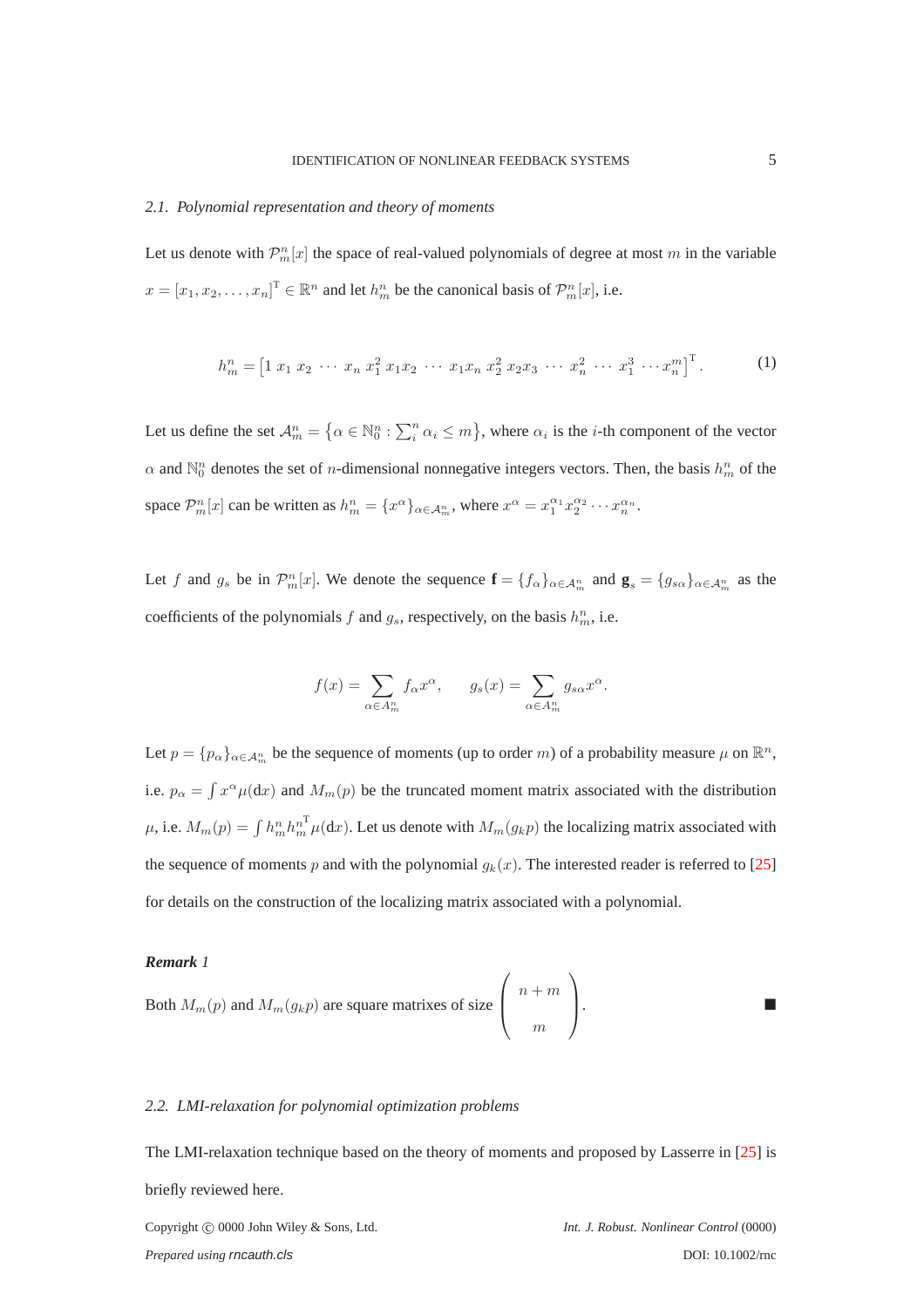### 2.1. *Polynomial representation and theory of moments*

Let us denote with $\mathcal{P}_m^n[x]$ the space of real-valued polynomials of degree at most $m$ in the variable $x = [x_1, x_2, \ldots, x_n]^\mathrm{T} \in \mathbb{R}^n$ and let $h_m^n$ be the canonical basis of $\mathcal{P}_m^n[x]$, i.e.

$$h_m^n = \begin{bmatrix} 1 \ x_1 \ x_2 \ \cdots \ x_n \ x_1^2 \ x_1x_2 \ \cdots \ x_1x_n \ x_2^2 \ x_2x_3 \ \cdots \ x_n^2 \ \cdots \ x_1^3 \ \cdots x_n^m \end{bmatrix}^\mathrm{T}. \tag{1}$$

Let us define the set $\mathcal{A}_m^n = \left\{\alpha \in \mathbb{N}_0^n : \sum_i^n \alpha_i \leq m\right\}$, where $\alpha_i$ is the $i$-th component of the vector $\alpha$ and $\mathbb{N}_0^n$ denotes the set of $n$-dimensional nonnegative integers vectors. Then, the basis $h_m^n$ of the space $\mathcal{P}_m^n[x]$ can be written as $h_m^n = \{x^\alpha\}_{\alpha \in \mathcal{A}_m^n}$, where $x^\alpha = x_1^{\alpha_1} x_2^{\alpha_2} \cdots x_n^{\alpha_n}$.

Let $f$ and $g_s$ be in $\mathcal{P}_m^n[x]$. We denote the sequence $\mathbf{f} = \{f_\alpha\}_{\alpha \in \mathcal{A}_m^n}$ and $\mathbf{g}_s = \{g_{s\alpha}\}_{\alpha \in \mathcal{A}_m^n}$ as the coefficients of the polynomials $f$ and $g_s$, respectively, on the basis $h_m^n$, i.e.

$$f(x) = \sum_{\alpha \in A_m^n} f_\alpha x^\alpha, \qquad g_s(x) = \sum_{\alpha \in A_m^n} g_{s\alpha} x^\alpha.$$

Let $p = \{p_\alpha\}_{\alpha \in \mathcal{A}_m^n}$ be the sequence of moments (up to order $m$) of a probability measure $\mu$ on $\mathbb{R}^n$, i.e. $p_\alpha = \int x^\alpha \mu(\mathrm{d}x)$ and $M_m(p)$ be the truncated moment matrix associated with the distribution $\mu$, i.e. $M_m(p) = \int h_m^n {h_m^n}^\mathrm{T} \mu(\mathrm{d}x)$. Let us denote with $M_m(g_k p)$ the localizing matrix associated with the sequence of moments $p$ and with the polynomial $g_k(x)$. The interested reader is referred to [25] for details on the construction of the localizing matrix associated with a polynomial.

***Remark** 1*

Both $M_m(p)$ and $M_m(g_k p)$ are square matrixes of size $\begin{pmatrix} n+m \\ m \end{pmatrix}$. ■

### 2.2. *LMI-relaxation for polynomial optimization problems*

The LMI-relaxation technique based on the theory of moments and proposed by Lasserre in [25] is briefly reviewed here.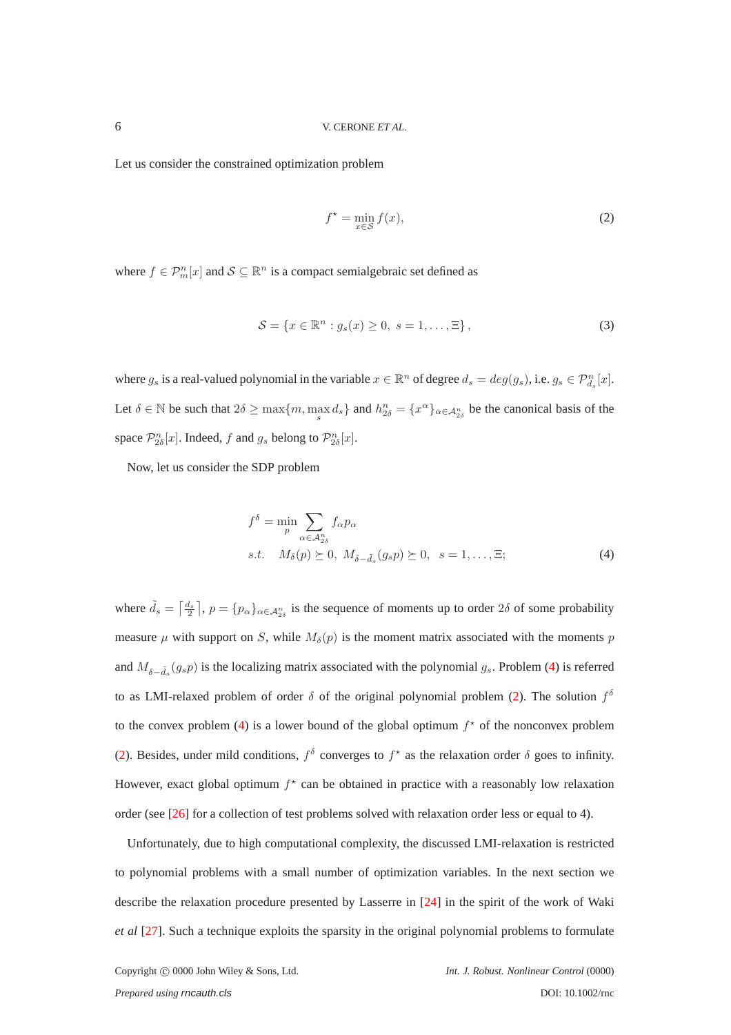Let us consider the constrained optimization problem

$$f^{\star} = \min_{x \in \mathcal{S}} f(x), \tag{2}$$

where $f \in \mathcal{P}_m^n[x]$ and $\mathcal{S} \subseteq \mathbb{R}^n$ is a compact semialgebraic set defined as

$$\mathcal{S} = \left\{ x \in \mathbb{R}^n : g_s(x) \geq 0, \; s = 1, \ldots, \Xi \right\}, \tag{3}$$

where $g_s$ is a real-valued polynomial in the variable $x \in \mathbb{R}^n$ of degree $d_s = deg(g_s)$, i.e. $g_s \in \mathcal{P}_{d_s}^n[x]$. Let $\delta \in \mathbb{N}$ be such that $2\delta \geq \max\{m, \max_s d_s\}$ and $h_{2\delta}^n = \{x^\alpha\}_{\alpha \in \mathcal{A}_{2\delta}^n}$ be the canonical basis of the space $\mathcal{P}_{2\delta}^n[x]$. Indeed, $f$ and $g_s$ belong to $\mathcal{P}_{2\delta}^n[x]$.

Now, let us consider the SDP problem

$$\begin{aligned} f^{\delta} = & \min_{p} \sum_{\alpha \in \mathcal{A}_{2\delta}^n} f_\alpha p_\alpha \\ & s.t. \quad M_\delta(p) \succeq 0, \; M_{\delta - \tilde{d}_s}(g_s p) \succeq 0, \quad s = 1, \ldots, \Xi; \end{aligned} \tag{4}$$

where $\tilde{d}_s = \left\lceil \frac{d_s}{2} \right\rceil$, $p = \{p_\alpha\}_{\alpha \in \mathcal{A}_{2\delta}^n}$ is the sequence of moments up to order $2\delta$ of some probability measure $\mu$ with support on $S$, while $M_\delta(p)$ is the moment matrix associated with the moments $p$ and $M_{\delta - \tilde{d}_s}(g_s p)$ is the localizing matrix associated with the polynomial $g_s$. Problem (4) is referred to as LMI-relaxed problem of order $\delta$ of the original polynomial problem (2). The solution $f^\delta$ to the convex problem (4) is a lower bound of the global optimum $f^\star$ of the nonconvex problem (2). Besides, under mild conditions, $f^\delta$ converges to $f^\star$ as the relaxation order $\delta$ goes to infinity. However, exact global optimum $f^\star$ can be obtained in practice with a reasonably low relaxation order (see [26] for a collection of test problems solved with relaxation order less or equal to 4).

Unfortunately, due to high computational complexity, the discussed LMI-relaxation is restricted to polynomial problems with a small number of optimization variables. In the next section we describe the relaxation procedure presented by Lasserre in [24] in the spirit of the work of Waki *et al* [27]. Such a technique exploits the sparsity in the original polynomial problems to formulate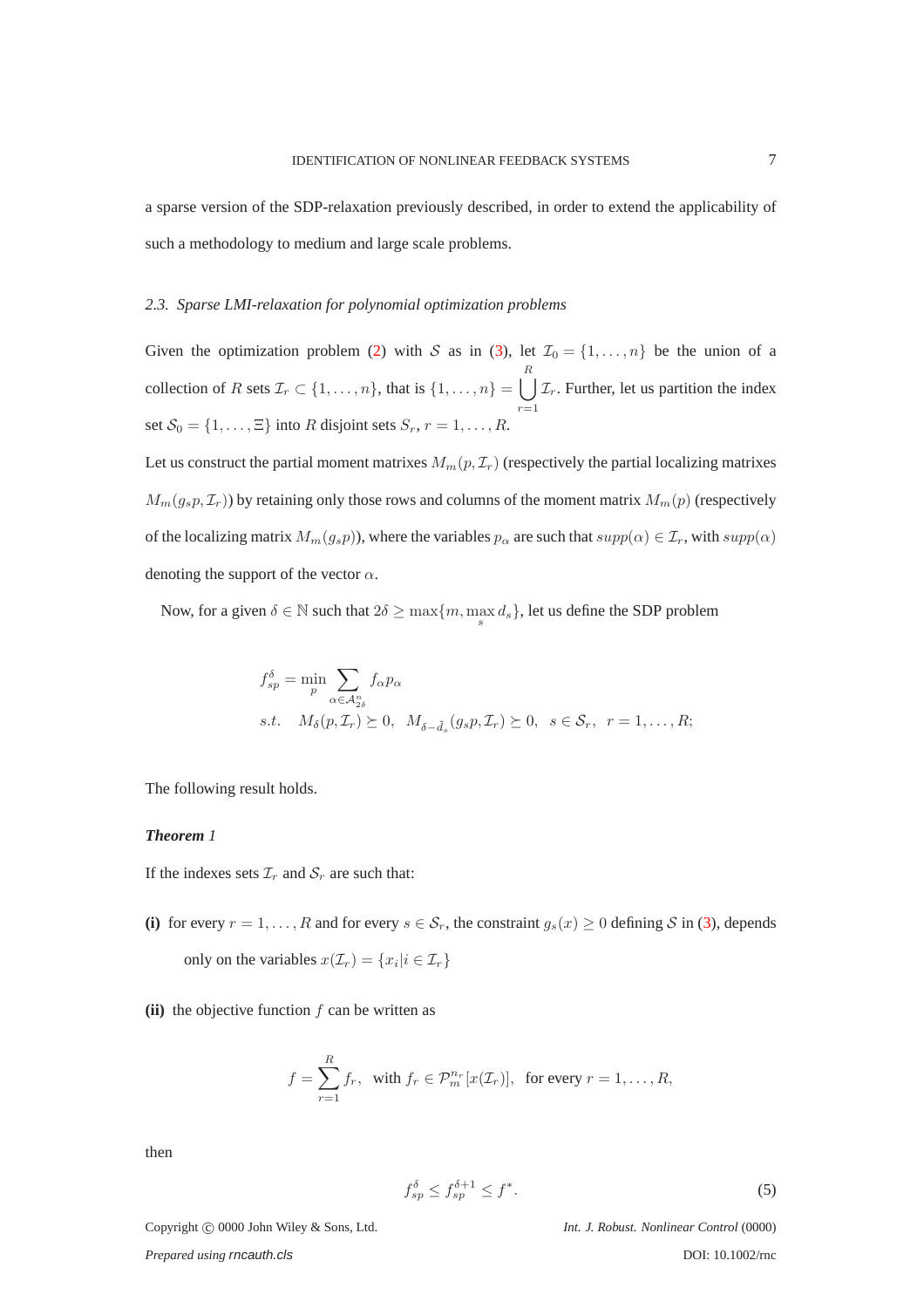a sparse version of the SDP-relaxation previously described, in order to extend the applicability of such a methodology to medium and large scale problems.

### 2.3. Sparse LMI-relaxation for polynomial optimization problems

Given the optimization problem (2) with $\mathcal{S}$ as in (3), let $\mathcal{I}_0 = \{1, \ldots, n\}$ be the union of a collection of $R$ sets $\mathcal{I}_r \subset \{1, \ldots, n\}$, that is $\{1, \ldots, n\} = \bigcup_{r=1}^{R} \mathcal{I}_r$. Further, let us partition the index set $\mathcal{S}_0 = \{1, \ldots, \Xi\}$ into $R$ disjoint sets $S_r$, $r = 1, \ldots, R$.

Let us construct the partial moment matrixes $M_m(p, \mathcal{I}_r)$ (respectively the partial localizing matrixes $M_m(g_s p, \mathcal{I}_r)$) by retaining only those rows and columns of the moment matrix $M_m(p)$ (respectively of the localizing matrix $M_m(g_s p)$), where the variables $p_\alpha$ are such that $supp(\alpha) \in \mathcal{I}_r$, with $supp(\alpha)$ denoting the support of the vector $\alpha$.

Now, for a given $\delta \in \mathbb{N}$ such that $2\delta \geq \max\{m, \max_s d_s\}$, let us define the SDP problem

$$
\begin{aligned}
f_{sp}^{\delta} &= \min_{p} \sum_{\alpha \in \mathcal{A}_{2\delta}^{n}} f_\alpha p_\alpha \\
s.t. \quad & M_\delta(p, \mathcal{I}_r) \succeq 0, \;\; M_{\delta - \tilde{d}_s}(g_s p, \mathcal{I}_r) \succeq 0, \;\; s \in \mathcal{S}_r, \;\; r = 1, \ldots, R;
\end{aligned}
$$

The following result holds.

***Theorem** 1*

If the indexes sets $\mathcal{I}_r$ and $\mathcal{S}_r$ are such that:

**(i)** for every $r = 1, \ldots, R$ and for every $s \in \mathcal{S}_r$, the constraint $g_s(x) \geq 0$ defining $\mathcal{S}$ in (3), depends only on the variables $x(\mathcal{I}_r) = \{x_i | i \in \mathcal{I}_r\}$

**(ii)** the objective function $f$ can be written as

$$
f = \sum_{r=1}^{R} f_r, \;\; \text{with } f_r \in \mathcal{P}_m^{n_r}[x(\mathcal{I}_r)], \;\; \text{for every } r = 1, \ldots, R,
$$

then

$$
f_{sp}^{\delta} \leq f_{sp}^{\delta+1} \leq f^*. \tag{5}
$$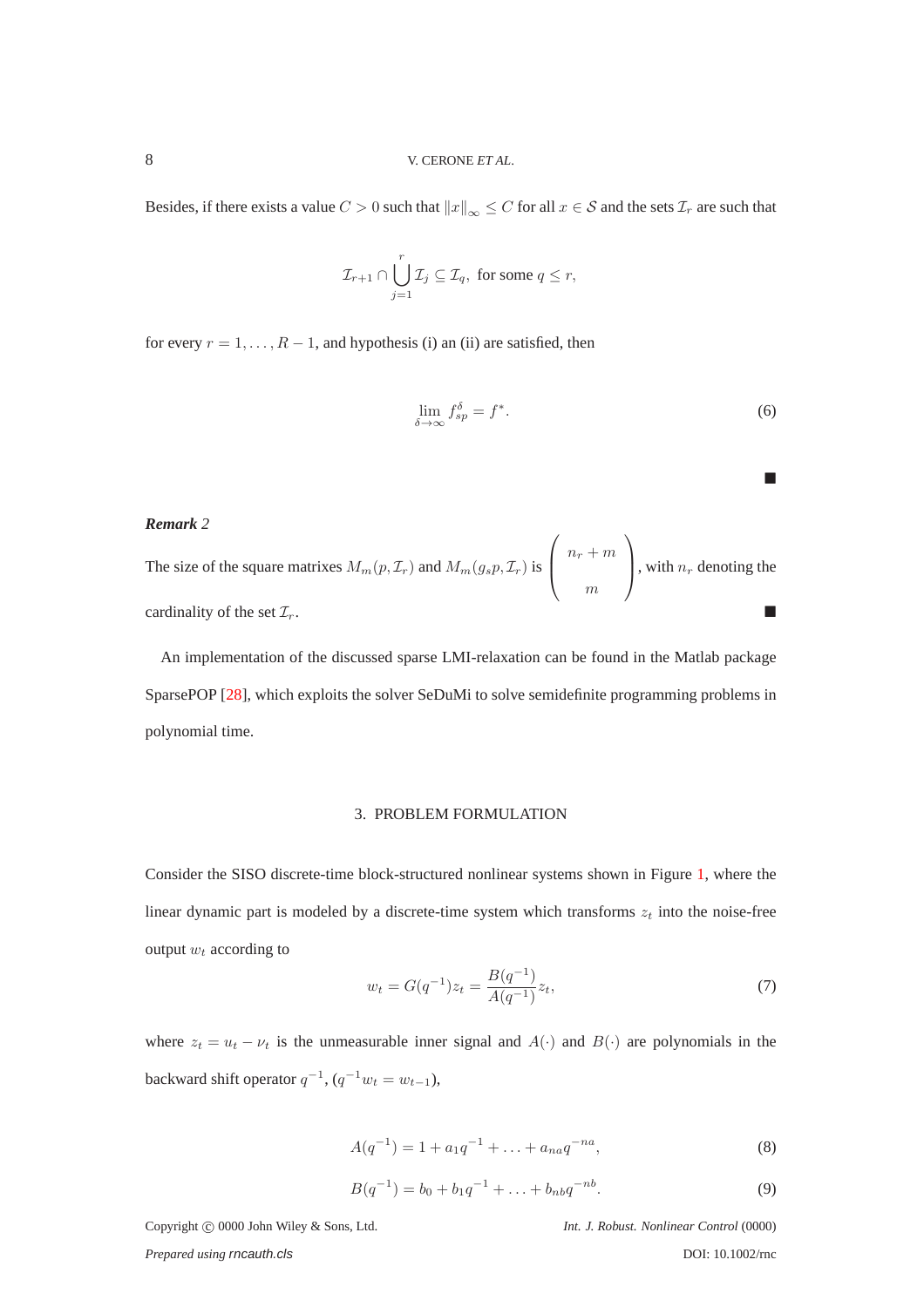Besides, if there exists a value $C > 0$ such that $\|x\|_\infty \leq C$ for all $x \in \mathcal{S}$ and the sets $\mathcal{I}_r$ are such that

$$\mathcal{I}_{r+1} \cap \bigcup_{j=1}^{r} \mathcal{I}_j \subseteq \mathcal{I}_q, \text{ for some } q \leq r,$$

for every $r = 1, \ldots, R-1$, and hypothesis (i) an (ii) are satisfied, then

$$\lim_{\delta \to \infty} f_{sp}^{\delta} = f^*. \tag{6}$$

■

***Remark** 2*

The size of the square matrixes $M_m(p, \mathcal{I}_r)$ and $M_m(g_s p, \mathcal{I}_r)$ is $\begin{pmatrix} n_r + m \\ m \end{pmatrix}$, with $n_r$ denoting the cardinality of the set $\mathcal{I}_r$. ■

An implementation of the discussed sparse LMI-relaxation can be found in the Matlab package SparsePOP [28], which exploits the solver SeDuMi to solve semidefinite programming problems in polynomial time.

## 3. PROBLEM FORMULATION

Consider the SISO discrete-time block-structured nonlinear systems shown in Figure 1, where the linear dynamic part is modeled by a discrete-time system which transforms $z_t$ into the noise-free output $w_t$ according to

$$w_t = G(q^{-1})z_t = \frac{B(q^{-1})}{A(q^{-1})}z_t, \tag{7}$$

where $z_t = u_t - \nu_t$ is the unmeasurable inner signal and $A(\cdot)$ and $B(\cdot)$ are polynomials in the backward shift operator $q^{-1}$, ($q^{-1}w_t = w_{t-1}$),

$$A(q^{-1}) = 1 + a_1 q^{-1} + \ldots + a_{na} q^{-na}, \tag{8}$$

$$B(q^{-1}) = b_0 + b_1 q^{-1} + \ldots + b_{nb} q^{-nb}. \tag{9}$$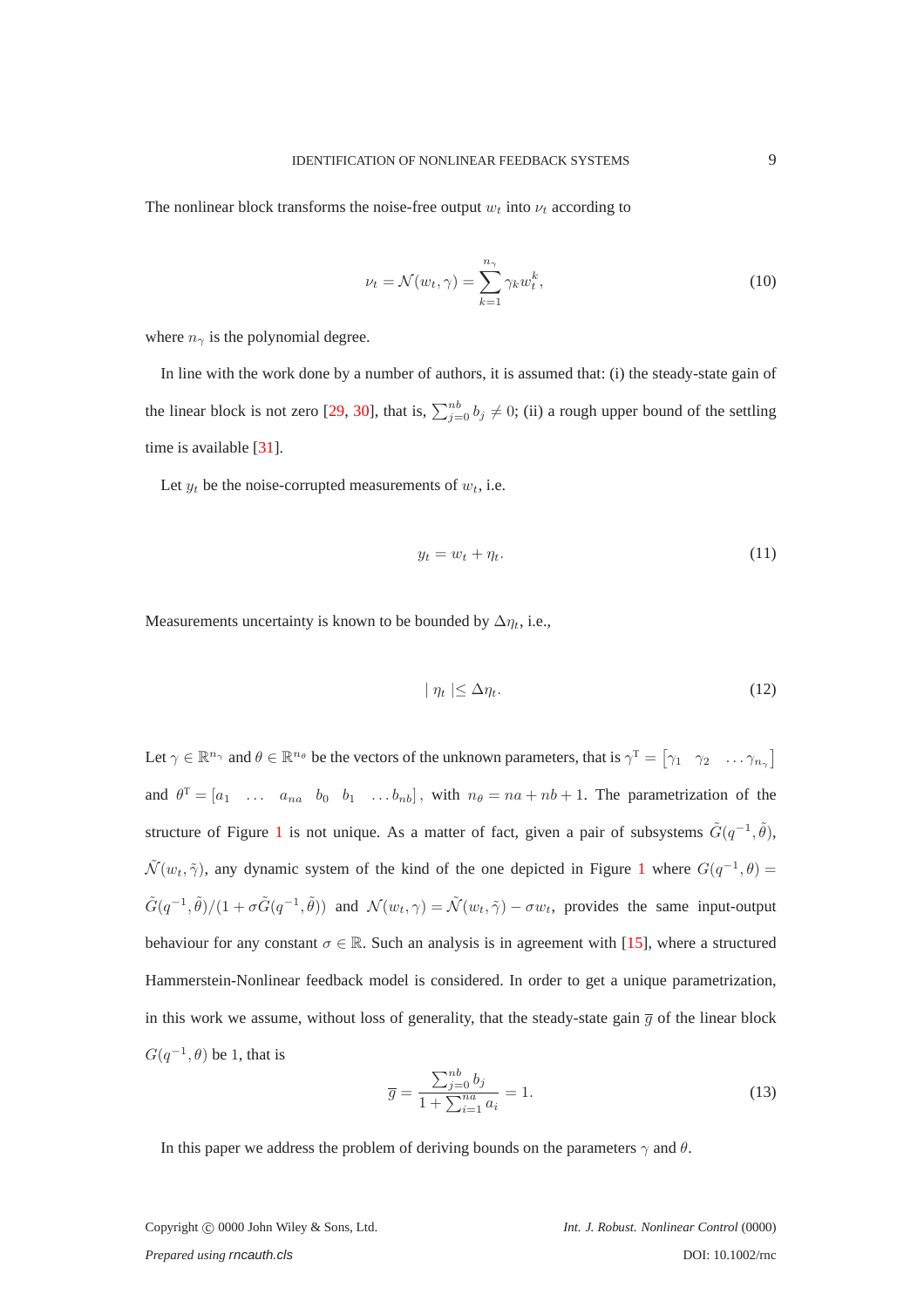The nonlinear block transforms the noise-free output $w_t$ into $\nu_t$ according to

$$\nu_t = \mathcal{N}(w_t, \gamma) = \sum_{k=1}^{n_\gamma} \gamma_k w_t^k, \tag{10}$$

where $n_\gamma$ is the polynomial degree.

In line with the work done by a number of authors, it is assumed that: (i) the steady-state gain of the linear block is not zero [29, 30], that is, $\sum_{j=0}^{nb} b_j \neq 0$; (ii) a rough upper bound of the settling time is available [31].

Let $y_t$ be the noise-corrupted measurements of $w_t$, i.e.

$$y_t = w_t + \eta_t. \tag{11}$$

Measurements uncertainty is known to be bounded by $\Delta\eta_t$, i.e.,

$$\mid \eta_t \mid \leq \Delta\eta_t. \tag{12}$$

Let $\gamma \in \mathbb{R}^{n_\gamma}$ and $\theta \in \mathbb{R}^{n_\theta}$ be the vectors of the unknown parameters, that is $\gamma^{\mathrm{T}} = \begin{bmatrix} \gamma_1 & \gamma_2 & \ldots \gamma_{n_\gamma} \end{bmatrix}$ and $\theta^{\mathrm{T}} = \begin{bmatrix} a_1 & \ldots & a_{na} & b_0 & b_1 & \ldots b_{nb} \end{bmatrix}$, with $n_\theta = na + nb + 1$. The parametrization of the structure of Figure 1 is not unique. As a matter of fact, given a pair of subsystems $\tilde{G}(q^{-1}, \tilde{\theta})$, $\tilde{\mathcal{N}}(w_t, \tilde{\gamma})$, any dynamic system of the kind of the one depicted in Figure 1 where $G(q^{-1}, \theta) = \tilde{G}(q^{-1}, \tilde{\theta})/(1 + \sigma\tilde{G}(q^{-1}, \tilde{\theta}))$ and $\mathcal{N}(w_t, \gamma) = \tilde{\mathcal{N}}(w_t, \tilde{\gamma}) - \sigma w_t$, provides the same input-output behaviour for any constant $\sigma \in \mathbb{R}$. Such an analysis is in agreement with [15], where a structured Hammerstein-Nonlinear feedback model is considered. In order to get a unique parametrization, in this work we assume, without loss of generality, that the steady-state gain $\overline{g}$ of the linear block $G(q^{-1}, \theta)$ be 1, that is

$$\overline{g} = \frac{\sum_{j=0}^{nb} b_j}{1 + \sum_{i=1}^{na} a_i} = 1. \tag{13}$$

In this paper we address the problem of deriving bounds on the parameters $\gamma$ and $\theta$.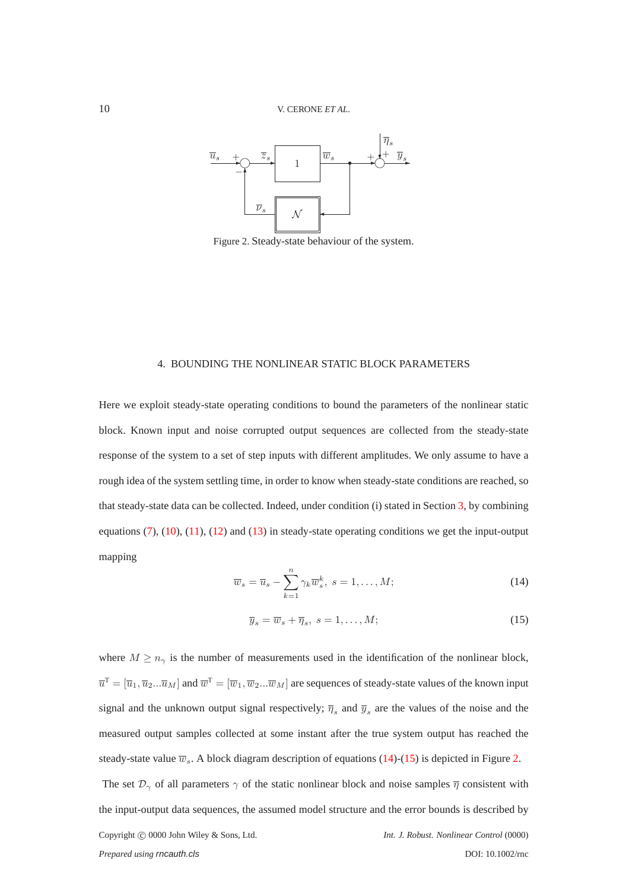Figure 2. Steady-state behaviour of the system.

## 4. BOUNDING THE NONLINEAR STATIC BLOCK PARAMETERS

Here we exploit steady-state operating conditions to bound the parameters of the nonlinear static block. Known input and noise corrupted output sequences are collected from the steady-state response of the system to a set of step inputs with different amplitudes. We only assume to have a rough idea of the system settling time, in order to know when steady-state conditions are reached, so that steady-state data can be collected. Indeed, under condition (i) stated in Section 3, by combining equations (7), (10), (11), (12) and (13) in steady-state operating conditions we get the input-output mapping

$$\overline{w}_s = \overline{u}_s - \sum_{k=1}^{n} \gamma_k \overline{w}_s^k, \ s = 1, \ldots, M; \tag{14}$$

$$\overline{y}_s = \overline{w}_s + \overline{\eta}_s, \ s = 1, \ldots, M; \tag{15}$$

where $M \geq n_\gamma$ is the number of measurements used in the identification of the nonlinear block, $\overline{u}^{\mathrm{T}} = [\overline{u}_1, \overline{u}_2 ... \overline{u}_M]$ and $\overline{w}^{\mathrm{T}} = [\overline{w}_1, \overline{w}_2 ... \overline{w}_M]$ are sequences of steady-state values of the known input signal and the unknown output signal respectively; $\overline{\eta}_s$ and $\overline{y}_s$ are the values of the noise and the measured output samples collected at some instant after the true system output has reached the steady-state value $\overline{w}_s$. A block diagram description of equations (14)-(15) is depicted in Figure 2.

The set $\mathcal{D}_\gamma$ of all parameters $\gamma$ of the static nonlinear block and noise samples $\overline{\eta}$ consistent with the input-output data sequences, the assumed model structure and the error bounds is described by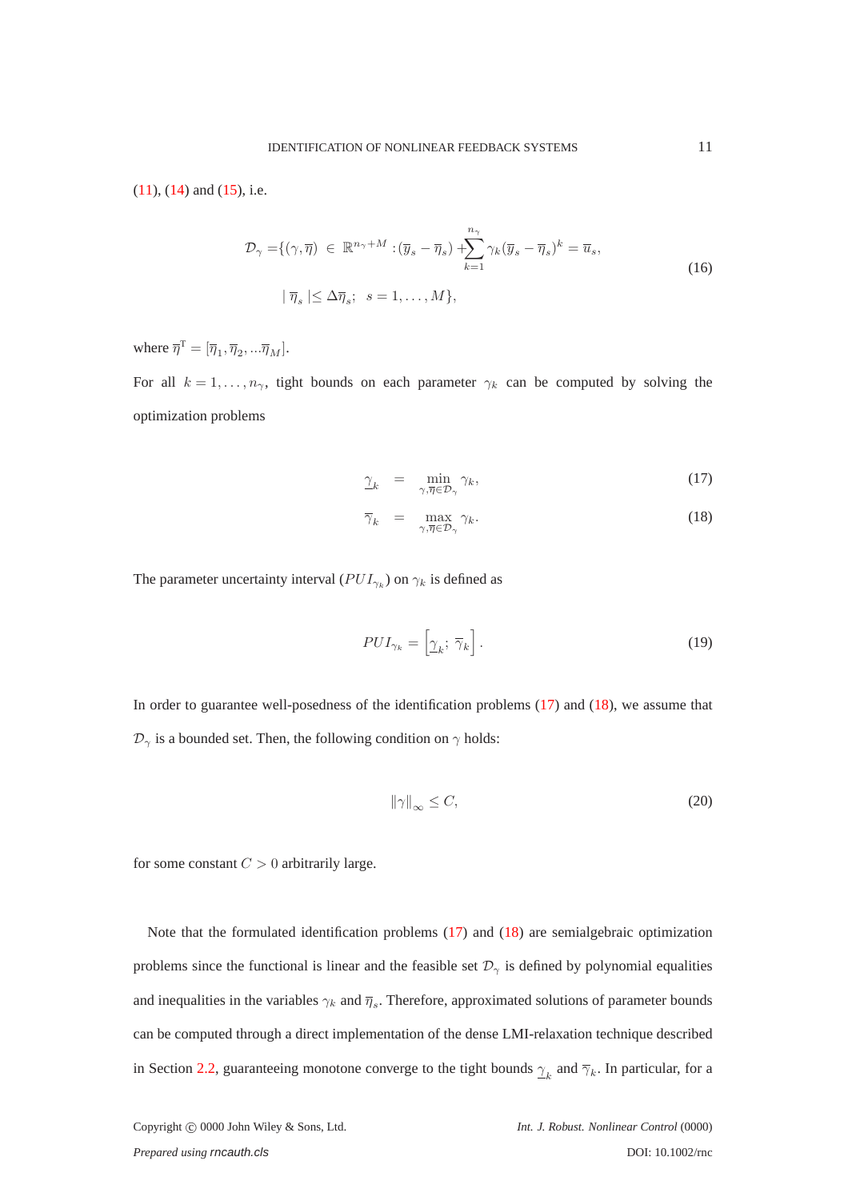(11), (14) and (15), i.e.

$$
\begin{aligned}
\mathcal{D}_{\gamma} = & \{(\gamma, \overline{\eta}) \in \mathbb{R}^{n_\gamma + M} : (\overline{y}_s - \overline{\eta}_s) + \sum_{k=1}^{n_\gamma} \gamma_k (\overline{y}_s - \overline{\eta}_s)^k = \overline{u}_s, \\
& \mid \overline{\eta}_s \mid \leq \Delta \overline{\eta}_s; \;\; s = 1, \ldots, M\},
\end{aligned} \tag{16}
$$

where $\overline{\eta}^{\mathrm{T}} = [\overline{\eta}_1, \overline{\eta}_2, \ldots \overline{\eta}_M]$.

For all $k = 1, \ldots, n_\gamma$, tight bounds on each parameter $\gamma_k$ can be computed by solving the optimization problems

$$
\underline{\gamma}_k = \min_{\gamma, \overline{\eta} \in \mathcal{D}_\gamma} \gamma_k, \tag{17}
$$

$$
\overline{\gamma}_k = \max_{\gamma, \overline{\eta} \in \mathcal{D}_\gamma} \gamma_k. \tag{18}
$$

The parameter uncertainty interval ($PUI_{\gamma_k}$) on $\gamma_k$ is defined as

$$
PUI_{\gamma_k} = \left[\underline{\gamma}_k; \; \overline{\gamma}_k\right]. \tag{19}
$$

In order to guarantee well-posedness of the identification problems (17) and (18), we assume that $\mathcal{D}_\gamma$ is a bounded set. Then, the following condition on $\gamma$ holds:

$$
\|\gamma\|_\infty \leq C, \tag{20}
$$

for some constant $C > 0$ arbitrarily large.

Note that the formulated identification problems (17) and (18) are semialgebraic optimization problems since the functional is linear and the feasible set $\mathcal{D}_\gamma$ is defined by polynomial equalities and inequalities in the variables $\gamma_k$ and $\overline{\eta}_s$. Therefore, approximated solutions of parameter bounds can be computed through a direct implementation of the dense LMI-relaxation technique described in Section 2.2, guaranteeing monotone converge to the tight bounds $\underline{\gamma}_k$ and $\overline{\gamma}_k$. In particular, for a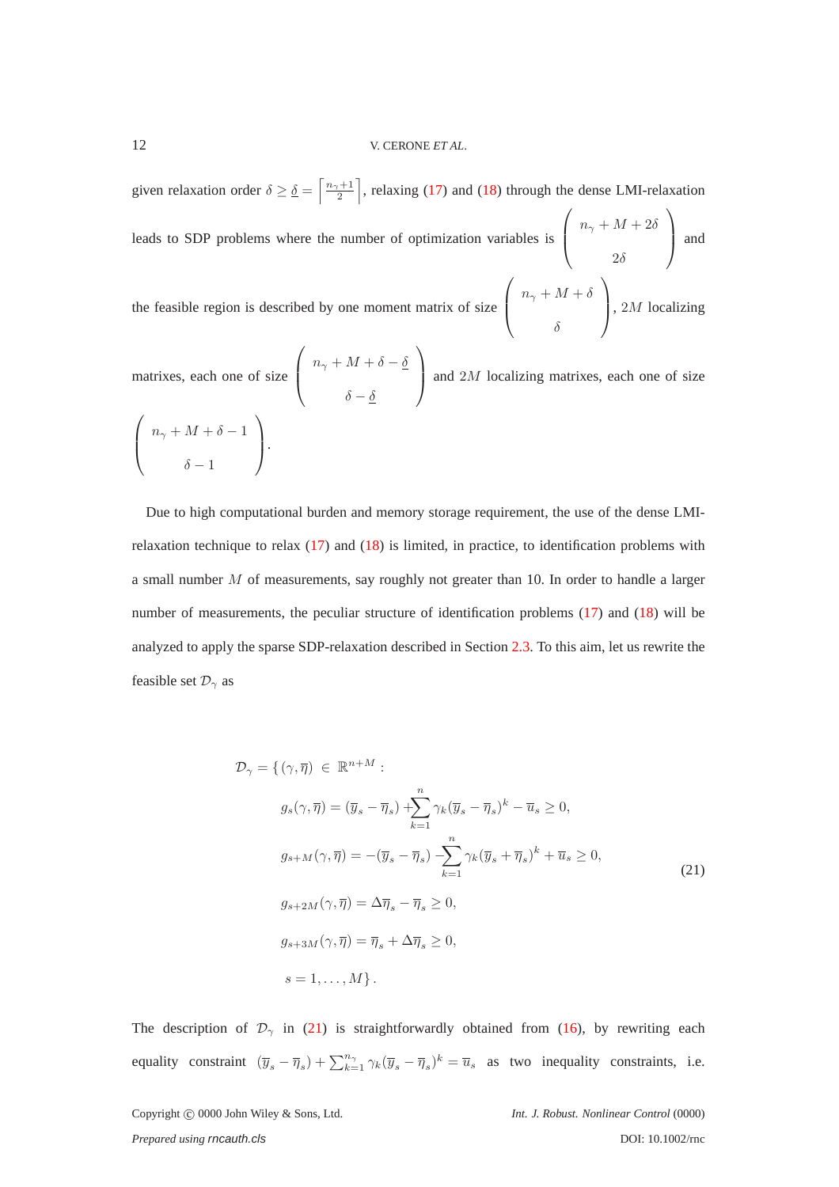given relaxation order $\delta \geq \underline{\delta} = \left\lceil \frac{n_\gamma+1}{2} \right\rceil$, relaxing (17) and (18) through the dense LMI-relaxation leads to SDP problems where the number of optimization variables is $\begin{pmatrix} n_\gamma + M + 2\delta \\ 2\delta \end{pmatrix}$ and the feasible region is described by one moment matrix of size $\begin{pmatrix} n_\gamma + M + \delta \\ \delta \end{pmatrix}$, $2M$ localizing matrixes, each one of size $\begin{pmatrix} n_\gamma + M + \delta - \underline{\delta} \\ \delta - \underline{\delta} \end{pmatrix}$ and $2M$ localizing matrixes, each one of size $\begin{pmatrix} n_\gamma + M + \delta - 1 \\ \delta - 1 \end{pmatrix}$.

Due to high computational burden and memory storage requirement, the use of the dense LMI-relaxation technique to relax (17) and (18) is limited, in practice, to identification problems with a small number $M$ of measurements, say roughly not greater than 10. In order to handle a larger number of measurements, the peculiar structure of identification problems (17) and (18) will be analyzed to apply the sparse SDP-relaxation described in Section 2.3. To this aim, let us rewrite the feasible set $\mathcal{D}_\gamma$ as

$$
\begin{aligned}
\mathcal{D}_\gamma = \{ (\gamma, \overline{\eta}) \in \mathbb{R}^{n+M} : \\
& g_s(\gamma, \overline{\eta}) = (\overline{y}_s - \overline{\eta}_s) + \sum_{k=1}^{n} \gamma_k (\overline{y}_s - \overline{\eta}_s)^k - \overline{u}_s \geq 0, \\
& g_{s+M}(\gamma, \overline{\eta}) = -(\overline{y}_s - \overline{\eta}_s) - \sum_{k=1}^{n} \gamma_k (\overline{y}_s + \overline{\eta}_s)^k + \overline{u}_s \geq 0, \\
& g_{s+2M}(\gamma, \overline{\eta}) = \Delta \overline{\eta}_s - \overline{\eta}_s \geq 0, \\
& g_{s+3M}(\gamma, \overline{\eta}) = \overline{\eta}_s + \Delta \overline{\eta}_s \geq 0, \\
& s = 1, \ldots, M \} .
\end{aligned}
\tag{21}
$$

The description of $\mathcal{D}_\gamma$ in (21) is straightforwardly obtained from (16), by rewriting each equality constraint $(\overline{y}_s - \overline{\eta}_s) + \sum_{k=1}^{n_\gamma} \gamma_k (\overline{y}_s - \overline{\eta}_s)^k = \overline{u}_s$ as two inequality constraints, i.e.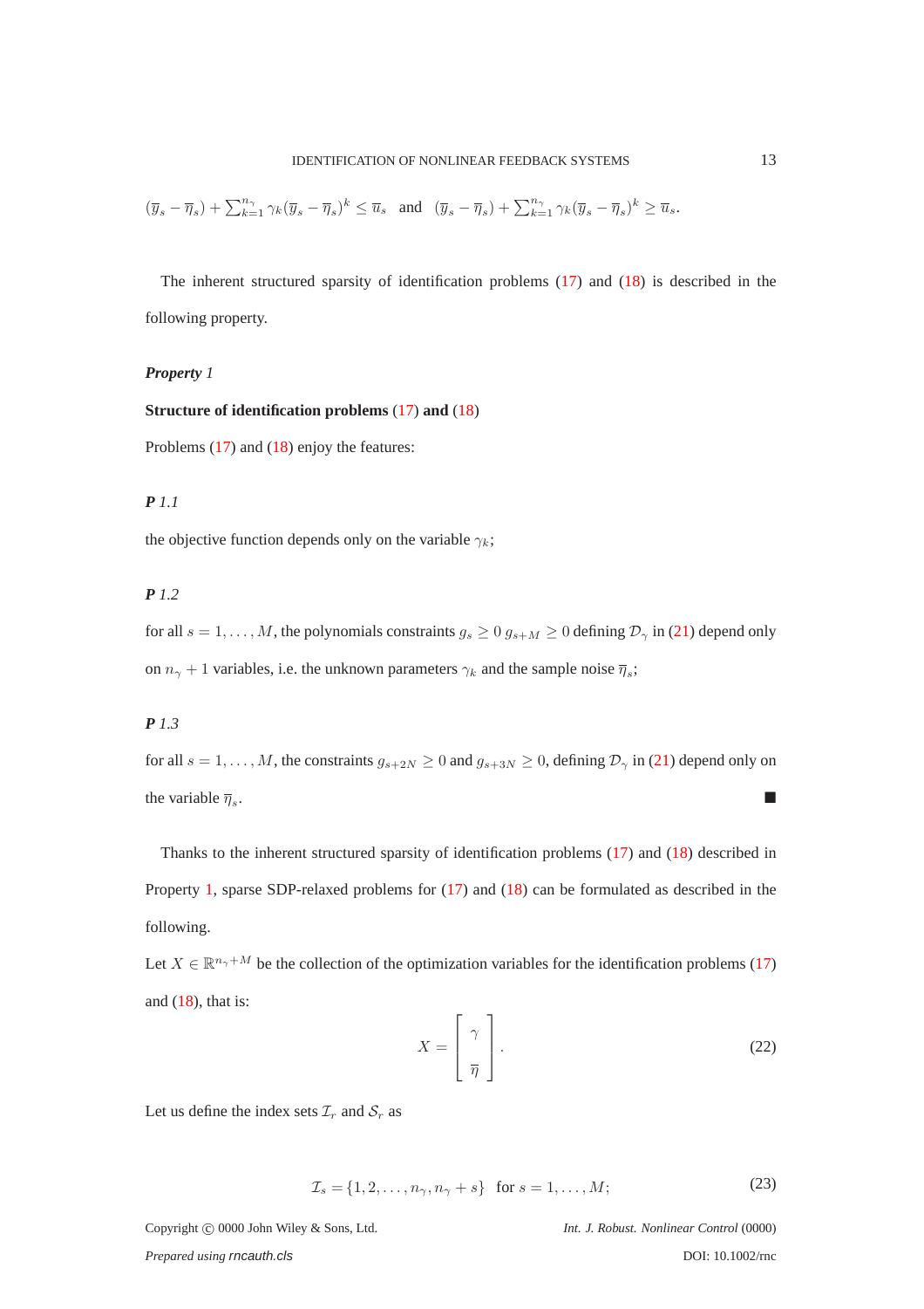$(\overline{y}_s - \overline{\eta}_s) + \sum_{k=1}^{n_\gamma} \gamma_k (\overline{y}_s - \overline{\eta}_s)^k \leq \overline{u}_s$ and $(\overline{y}_s - \overline{\eta}_s) + \sum_{k=1}^{n_\gamma} \gamma_k (\overline{y}_s - \overline{\eta}_s)^k \geq \underline{u}_s$.

The inherent structured sparsity of identification problems (17) and (18) is described in the following property.

***Property** 1*

**Structure of identification problems (17) and (18)**

Problems (17) and (18) enjoy the features:

***P** 1.1*

the objective function depends only on the variable $\gamma_k$;

***P** 1.2*

for all $s = 1, \ldots, M$, the polynomials constraints $g_s \geq 0$ $g_{s+M} \geq 0$ defining $\mathcal{D}_\gamma$ in (21) depend only on $n_\gamma + 1$ variables, i.e. the unknown parameters $\gamma_k$ and the sample noise $\overline{\eta}_s$;

***P** 1.3*

for all $s = 1, \ldots, M$, the constraints $g_{s+2N} \geq 0$ and $g_{s+3N} \geq 0$, defining $\mathcal{D}_\gamma$ in (21) depend only on the variable $\overline{\eta}_s$. ■

Thanks to the inherent structured sparsity of identification problems (17) and (18) described in Property 1, sparse SDP-relaxed problems for (17) and (18) can be formulated as described in the following.

Let $X \in \mathbb{R}^{n_\gamma + M}$ be the collection of the optimization variables for the identification problems (17) and (18), that is:

$$X = \begin{bmatrix} \gamma \\ \overline{\eta} \end{bmatrix}. \tag{22}$$

Let us define the index sets $\mathcal{I}_r$ and $\mathcal{S}_r$ as

$$\mathcal{I}_s = \{1, 2, \ldots, n_\gamma, n_\gamma + s\} \quad \text{for } s = 1, \ldots, M; \tag{23}$$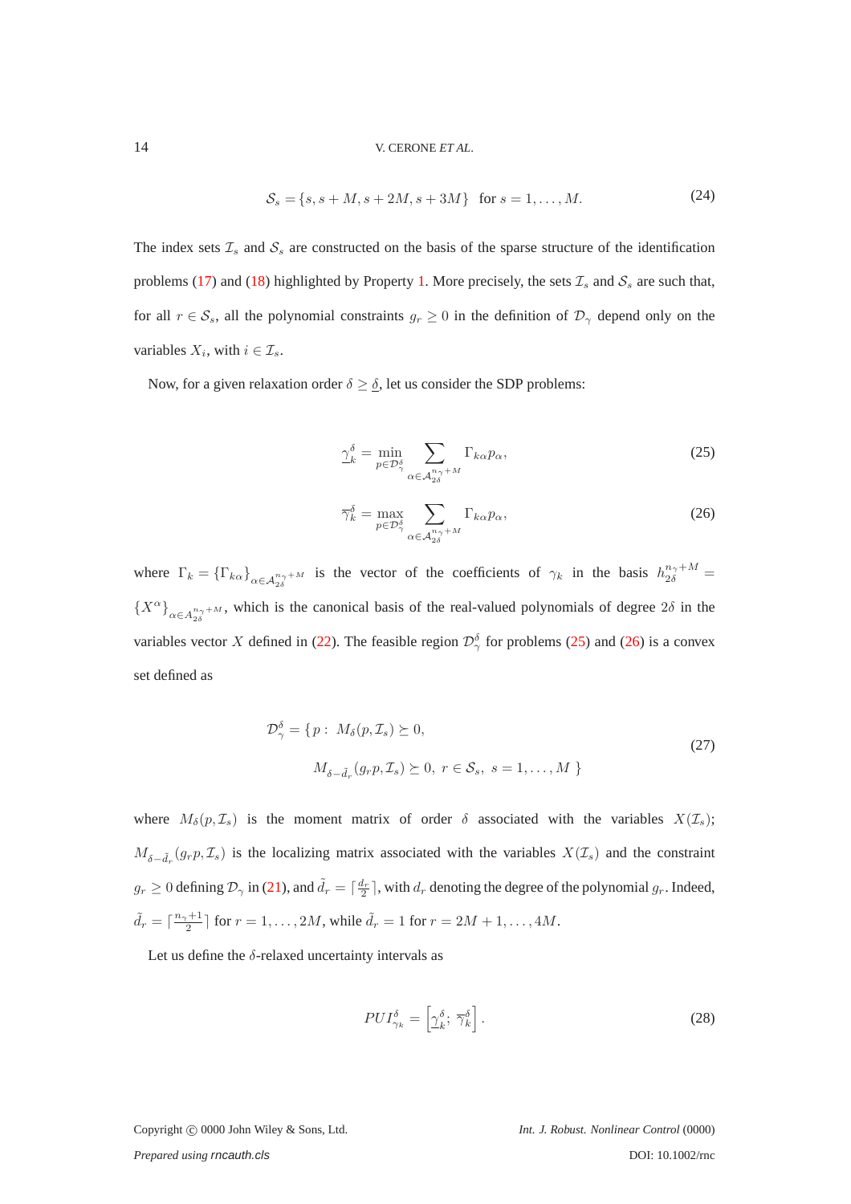$$
\mathcal{S}_s = \{s, s+M, s+2M, s+3M\} \quad \text{for } s = 1, \ldots, M. \tag{24}
$$

The index sets $\mathcal{I}_s$ and $\mathcal{S}_s$ are constructed on the basis of the sparse structure of the identification problems (17) and (18) highlighted by Property 1. More precisely, the sets $\mathcal{I}_s$ and $\mathcal{S}_s$ are such that, for all $r \in \mathcal{S}_s$, all the polynomial constraints $g_r \geq 0$ in the definition of $\mathcal{D}_\gamma$ depend only on the variables $X_i$, with $i \in \mathcal{I}_s$.

Now, for a given relaxation order $\delta \geq \underline{\delta}$, let us consider the SDP problems:

$$
\underline{\gamma}_k^\delta = \min_{p \in \mathcal{D}_\gamma^\delta} \sum_{\alpha \in \mathcal{A}_{2\delta}^{n_\gamma+M}} \Gamma_{k\alpha} p_\alpha, \tag{25}
$$

$$
\overline{\gamma}_k^\delta = \max_{p \in \mathcal{D}_\gamma^\delta} \sum_{\alpha \in \mathcal{A}_{2\delta}^{n_\gamma+M}} \Gamma_{k\alpha} p_\alpha, \tag{26}
$$

where $\Gamma_k = \{\Gamma_{k\alpha}\}_{\alpha \in \mathcal{A}_{2\delta}^{n_\gamma+M}}$ is the vector of the coefficients of $\gamma_k$ in the basis $h_{2\delta}^{n_\gamma+M} = \{X^\alpha\}_{\alpha \in A_{2\delta}^{n_\gamma+M}}$, which is the canonical basis of the real-valued polynomials of degree $2\delta$ in the variables vector $X$ defined in (22). The feasible region $\mathcal{D}_\gamma^\delta$ for problems (25) and (26) is a convex set defined as

$$
\begin{aligned}
\mathcal{D}_\gamma^\delta = \{ p : \; & M_\delta(p, \mathcal{I}_s) \succeq 0, \\
& M_{\delta - \tilde{d}_r}(g_r p, \mathcal{I}_s) \succeq 0, \; r \in \mathcal{S}_s, \; s = 1, \ldots, M \; \}
\end{aligned} \tag{27}
$$

where $M_\delta(p, \mathcal{I}_s)$ is the moment matrix of order $\delta$ associated with the variables $X(\mathcal{I}_s)$; $M_{\delta - \tilde{d}_r}(g_r p, \mathcal{I}_s)$ is the localizing matrix associated with the variables $X(\mathcal{I}_s)$ and the constraint $g_r \geq 0$ defining $\mathcal{D}_\gamma$ in (21), and $\tilde{d}_r = \lceil \frac{d_r}{2} \rceil$, with $d_r$ denoting the degree of the polynomial $g_r$. Indeed, $\tilde{d}_r = \lceil \frac{n_\gamma + 1}{2} \rceil$ for $r = 1, \ldots, 2M$, while $\tilde{d}_r = 1$ for $r = 2M+1, \ldots, 4M$.

Let us define the $\delta$-relaxed uncertainty intervals as

$$
PUI_{\gamma_k}^\delta = \left[ \underline{\gamma}_k^\delta ; \; \overline{\gamma}_k^\delta \right]. \tag{28}
$$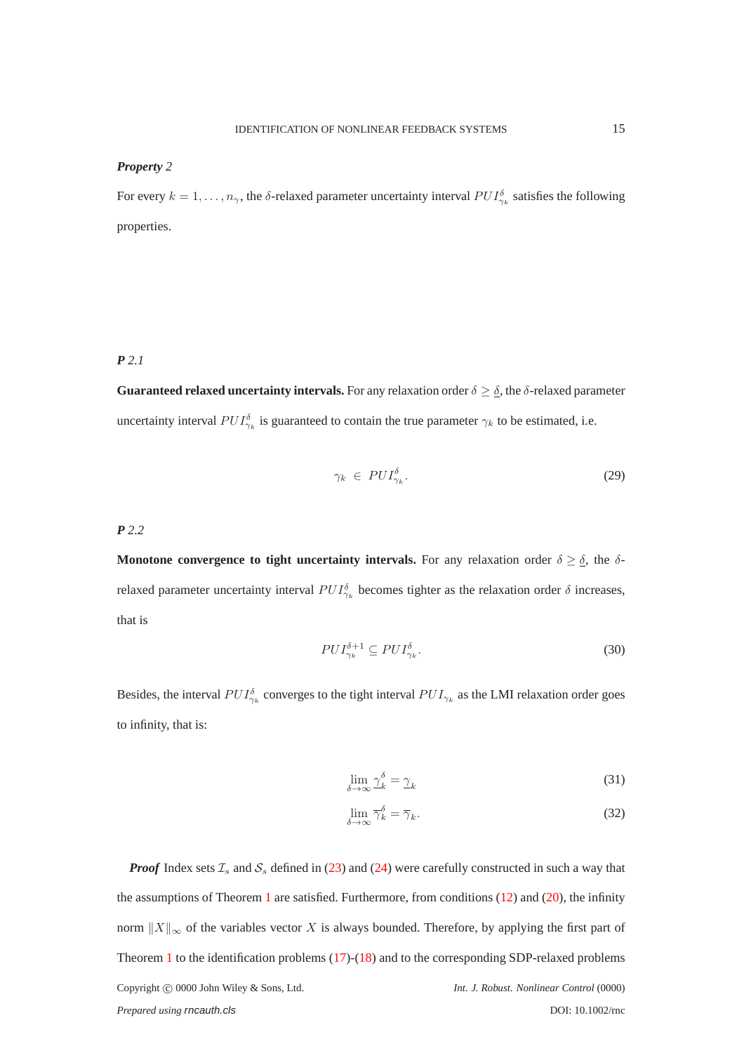***Property** 2*

For every $k = 1, \ldots, n_\gamma$, the $\delta$-relaxed parameter uncertainty interval $PUI^{\delta}_{\gamma_k}$ satisfies the following properties.

***P** 2.1*

**Guaranteed relaxed uncertainty intervals.** For any relaxation order $\delta \geq \underline{\delta}$, the $\delta$-relaxed parameter uncertainty interval $PUI^{\delta}_{\gamma_k}$ is guaranteed to contain the true parameter $\gamma_k$ to be estimated, i.e.

$$\gamma_k \in PUI^{\delta}_{\gamma_k}. \tag{29}$$

***P** 2.2*

**Monotone convergence to tight uncertainty intervals.** For any relaxation order $\delta \geq \underline{\delta}$, the $\delta$-relaxed parameter uncertainty interval $PUI^{\delta}_{\gamma_k}$ becomes tighter as the relaxation order $\delta$ increases, that is

$$PUI^{\delta+1}_{\gamma_k} \subseteq PUI^{\delta}_{\gamma_k}. \tag{30}$$

Besides, the interval $PUI^{\delta}_{\gamma_k}$ converges to the tight interval $PUI_{\gamma_k}$ as the LMI relaxation order goes to infinity, that is:

$$\lim_{\delta \to \infty} \underline{\gamma}^{\delta}_{k} = \underline{\gamma}_k \tag{31}$$

$$\lim_{\delta \to \infty} \overline{\gamma}^{\delta}_{k} = \overline{\gamma}_k. \tag{32}$$

***Proof*** Index sets $\mathcal{I}_s$ and $\mathcal{S}_s$ defined in (23) and (24) were carefully constructed in such a way that the assumptions of Theorem 1 are satisfied. Furthermore, from conditions (12) and (20), the infinity norm $\|X\|_\infty$ of the variables vector $X$ is always bounded. Therefore, by applying the first part of Theorem 1 to the identification problems (17)-(18) and to the corresponding SDP-relaxed problems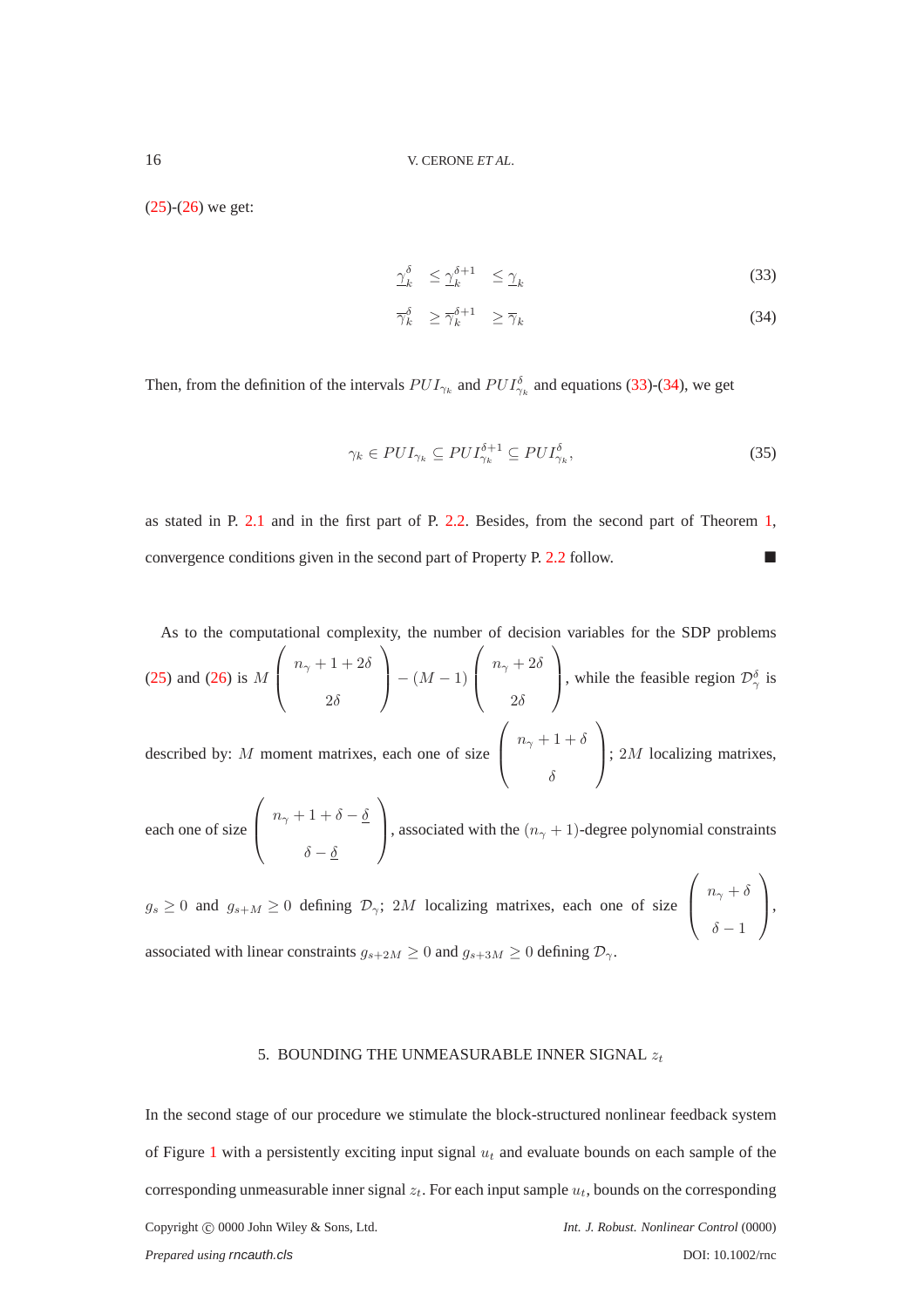(25)-(26) we get:

$$\underline{\gamma}_k^{\delta} \quad \leq \underline{\gamma}_k^{\delta+1} \quad \leq \underline{\gamma}_k \tag{33}$$

$$\overline{\gamma}_k^{\delta} \quad \geq \overline{\gamma}_k^{\delta+1} \quad \geq \overline{\gamma}_k \tag{34}$$

Then, from the definition of the intervals $PUI_{\gamma_k}$ and $PUI_{\gamma_k}^{\delta}$ and equations (33)-(34), we get

$$\gamma_k \in PUI_{\gamma_k} \subseteq PUI_{\gamma_k}^{\delta+1} \subseteq PUI_{\gamma_k}^{\delta}, \tag{35}$$

as stated in P. 2.1 and in the first part of P. 2.2. Besides, from the second part of Theorem 1, convergence conditions given in the second part of Property P. 2.2 follow. ■

As to the computational complexity, the number of decision variables for the SDP problems (25) and (26) is $M \begin{pmatrix} n_\gamma + 1 + 2\delta \\ 2\delta \end{pmatrix} - (M-1) \begin{pmatrix} n_\gamma + 2\delta \\ 2\delta \end{pmatrix}$, while the feasible region $\mathcal{D}_\gamma^{\delta}$ is described by: $M$ moment matrixes, each one of size $\begin{pmatrix} n_\gamma + 1 + \delta \\ \delta \end{pmatrix}$; $2M$ localizing matrixes, each one of size $\begin{pmatrix} n_\gamma + 1 + \delta - \underline{\delta} \\ \delta - \underline{\delta} \end{pmatrix}$, associated with the $(n_\gamma + 1)$-degree polynomial constraints $g_s \geq 0$ and $g_{s+M} \geq 0$ defining $\mathcal{D}_\gamma$; $2M$ localizing matrixes, each one of size $\begin{pmatrix} n_\gamma + \delta \\ \delta - 1 \end{pmatrix}$, associated with linear constraints $g_{s+2M} \geq 0$ and $g_{s+3M} \geq 0$ defining $\mathcal{D}_\gamma$.

## 5. BOUNDING THE UNMEASURABLE INNER SIGNAL $z_t$

In the second stage of our procedure we stimulate the block-structured nonlinear feedback system of Figure 1 with a persistently exciting input signal $u_t$ and evaluate bounds on each sample of the corresponding unmeasurable inner signal $z_t$. For each input sample $u_t$, bounds on the corresponding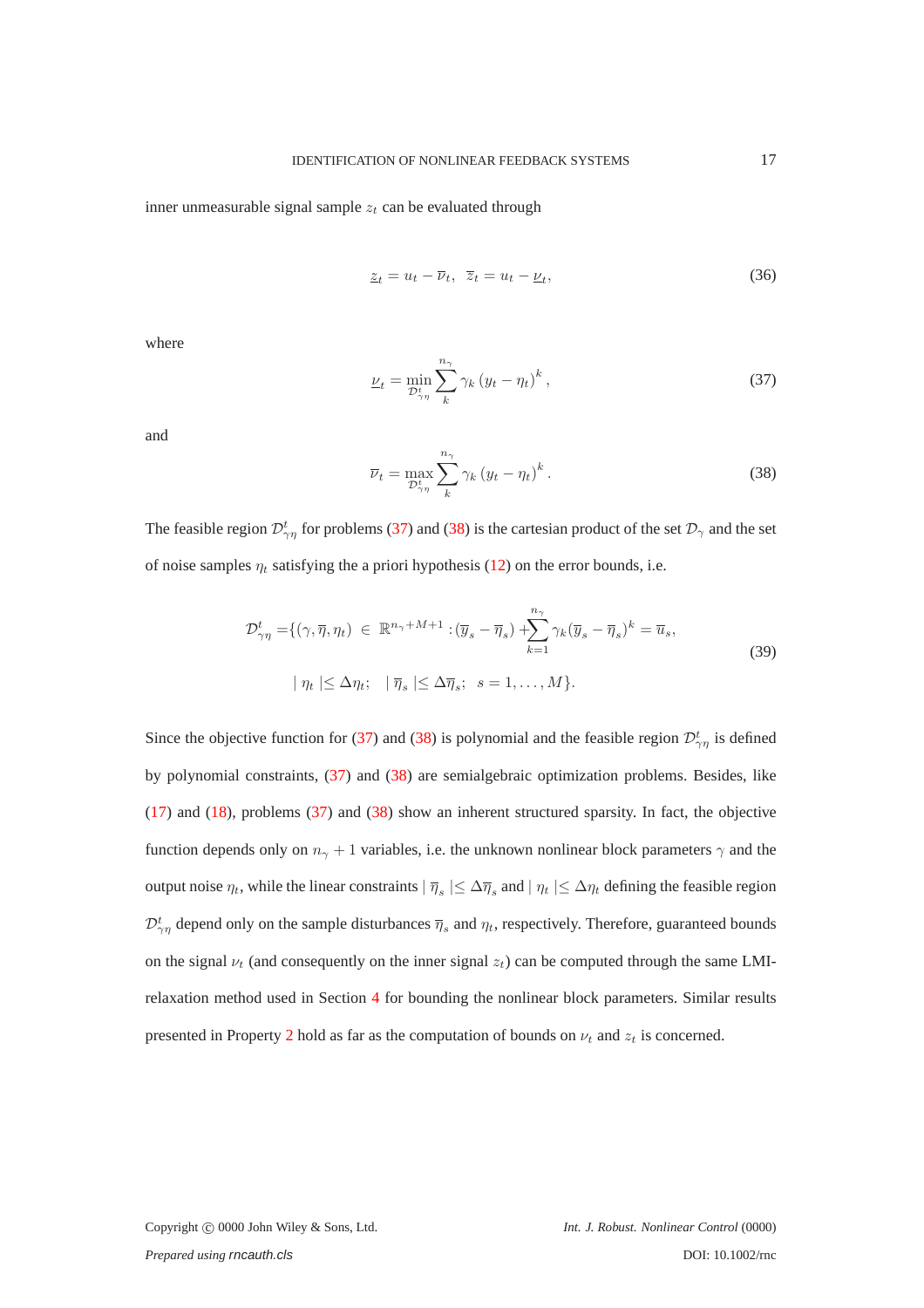inner unmeasurable signal sample $z_t$ can be evaluated through

$$\underline{z}_t = u_t - \overline{\nu}_t, \;\; \overline{z}_t = u_t - \underline{\nu}_t, \tag{36}$$

where

$$\underline{\nu}_t = \min_{\mathcal{D}^t_{\gamma\eta}} \sum_{k}^{n_\gamma} \gamma_k \left(y_t - \eta_t\right)^k, \tag{37}$$

and

$$\overline{\nu}_t = \max_{\mathcal{D}^t_{\gamma\eta}} \sum_{k}^{n_\gamma} \gamma_k \left(y_t - \eta_t\right)^k. \tag{38}$$

The feasible region $\mathcal{D}^t_{\gamma\eta}$ for problems (37) and (38) is the cartesian product of the set $\mathcal{D}_\gamma$ and the set of noise samples $\eta_t$ satisfying the a priori hypothesis (12) on the error bounds, i.e.

$$\begin{aligned}\mathcal{D}^t_{\gamma\eta} =& \{(\gamma, \overline{\eta}, \eta_t) \, \in \, \mathbb{R}^{n_\gamma+M+1} : (\overline{y}_s - \overline{\eta}_s) + \sum_{k=1}^{n_\gamma} \gamma_k (\overline{y}_s - \overline{\eta}_s)^k = \overline{u}_s, \\ & \mid \eta_t \mid \leq \Delta\eta_t; \quad \mid \overline{\eta}_s \mid \leq \Delta\overline{\eta}_s; \;\; s = 1, \ldots, M\}.\end{aligned} \tag{39}$$

Since the objective function for (37) and (38) is polynomial and the feasible region $\mathcal{D}^t_{\gamma\eta}$ is defined by polynomial constraints, (37) and (38) are semialgebraic optimization problems. Besides, like (17) and (18), problems (37) and (38) show an inherent structured sparsity. In fact, the objective function depends only on $n_\gamma + 1$ variables, i.e. the unknown nonlinear block parameters $\gamma$ and the output noise $\eta_t$, while the linear constraints $\mid \overline{\eta}_s \mid \leq \Delta\overline{\eta}_s$ and $\mid \eta_t \mid \leq \Delta\eta_t$ defining the feasible region $\mathcal{D}^t_{\gamma\eta}$ depend only on the sample disturbances $\overline{\eta}_s$ and $\eta_t$, respectively. Therefore, guaranteed bounds on the signal $\nu_t$ (and consequently on the inner signal $z_t$) can be computed through the same LMI-relaxation method used in Section 4 for bounding the nonlinear block parameters. Similar results presented in Property 2 hold as far as the computation of bounds on $\nu_t$ and $z_t$ is concerned.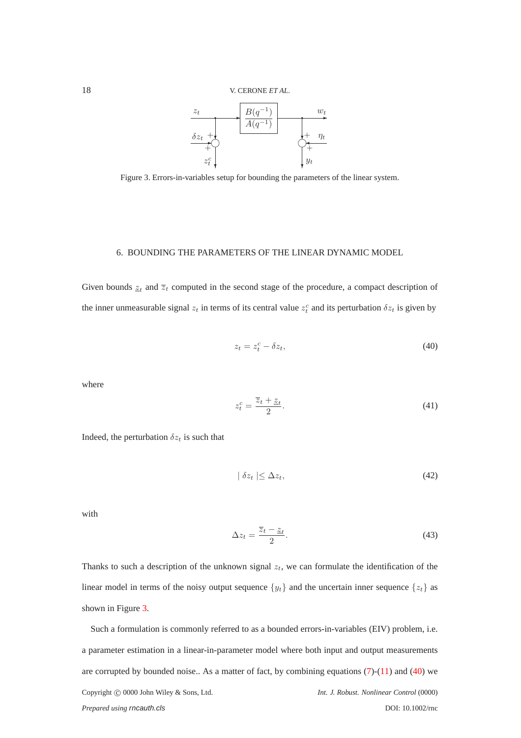Figure 3. Errors-in-variables setup for bounding the parameters of the linear system.

## 6. BOUNDING THE PARAMETERS OF THE LINEAR DYNAMIC MODEL

Given bounds $\underline{z}_t$ and $\overline{z}_t$ computed in the second stage of the procedure, a compact description of the inner unmeasurable signal $z_t$ in terms of its central value $z_t^c$ and its perturbation $\delta z_t$ is given by

$$z_t = z_t^c - \delta z_t, \tag{40}$$

where

$$z_t^c = \frac{\overline{z}_t + \underline{z}_t}{2}. \tag{41}$$

Indeed, the perturbation $\delta z_t$ is such that

$$| \, \delta z_t \, | \leq \Delta z_t, \tag{42}$$

with

$$\Delta z_t = \frac{\overline{z}_t - \underline{z}_t}{2}. \tag{43}$$

Thanks to such a description of the unknown signal $z_t$, we can formulate the identification of the linear model in terms of the noisy output sequence $\{y_t\}$ and the uncertain inner sequence $\{z_t\}$ as shown in Figure 3.

Such a formulation is commonly referred to as a bounded errors-in-variables (EIV) problem, i.e. a parameter estimation in a linear-in-parameter model where both input and output measurements are corrupted by bounded noise.. As a matter of fact, by combining equations (7)-(11) and (40) we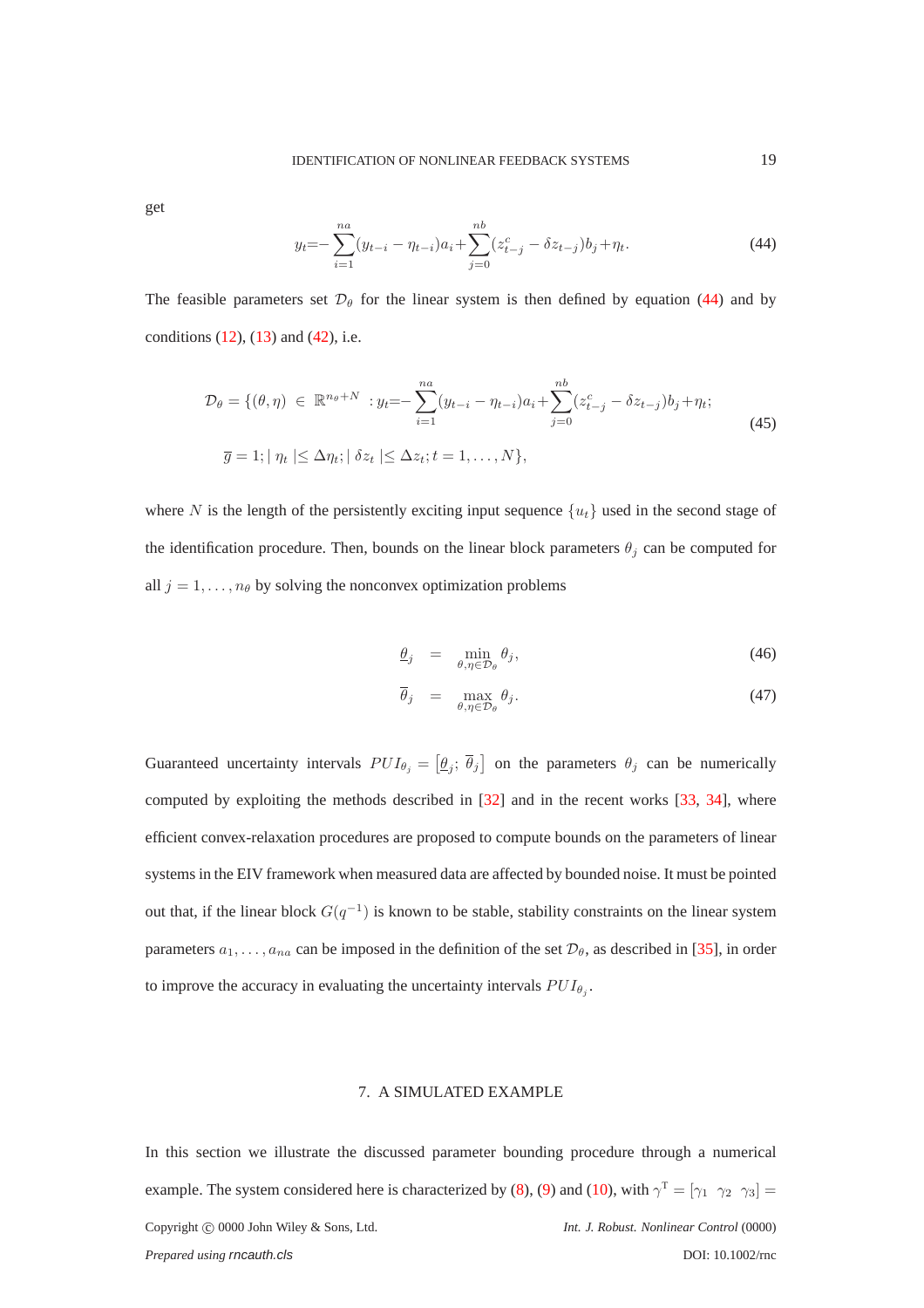get

$$y_t = -\sum_{i=1}^{na}(y_{t-i} - \eta_{t-i})a_i + \sum_{j=0}^{nb}(z^c_{t-j} - \delta z_{t-j})b_j + \eta_t. \tag{44}$$

The feasible parameters set $\mathcal{D}_\theta$ for the linear system is then defined by equation (44) and by conditions (12), (13) and (42), i.e.

$$\begin{aligned}\mathcal{D}_\theta = \{(\theta,\eta) \in \mathbb{R}^{n_\theta+N} \; : y_t = -\sum_{i=1}^{na}(y_{t-i} - \eta_{t-i})a_i + \sum_{j=0}^{nb}(z^c_{t-j} - \delta z_{t-j})b_j + \eta_t; \\ \overline{g} = 1; \mid \eta_t \mid \leq \Delta\eta_t; \mid \delta z_t \mid \leq \Delta z_t; t = 1, \ldots, N\},\end{aligned} \tag{45}$$

where $N$ is the length of the persistently exciting input sequence $\{u_t\}$ used in the second stage of the identification procedure. Then, bounds on the linear block parameters $\theta_j$ can be computed for all $j = 1, \ldots, n_\theta$ by solving the nonconvex optimization problems

$$\underline{\theta}_j = \min_{\theta,\eta \in \mathcal{D}_\theta} \theta_j, \tag{46}$$

$$\overline{\theta}_j = \max_{\theta,\eta \in \mathcal{D}_\theta} \theta_j. \tag{47}$$

Guaranteed uncertainty intervals $PUI_{\theta_j} = \left[\underline{\theta}_j;\, \overline{\theta}_j\right]$ on the parameters $\theta_j$ can be numerically computed by exploiting the methods described in [32] and in the recent works [33, 34], where efficient convex-relaxation procedures are proposed to compute bounds on the parameters of linear systems in the EIV framework when measured data are affected by bounded noise. It must be pointed out that, if the linear block $G(q^{-1})$ is known to be stable, stability constraints on the linear system parameters $a_1, \ldots, a_{na}$ can be imposed in the definition of the set $\mathcal{D}_\theta$, as described in [35], in order to improve the accuracy in evaluating the uncertainty intervals $PUI_{\theta_j}$.

## 7. A SIMULATED EXAMPLE

In this section we illustrate the discussed parameter bounding procedure through a numerical example. The system considered here is characterized by (8), (9) and (10), with $\gamma^{\mathrm{T}} = [\gamma_1 \;\; \gamma_2 \;\; \gamma_3] =$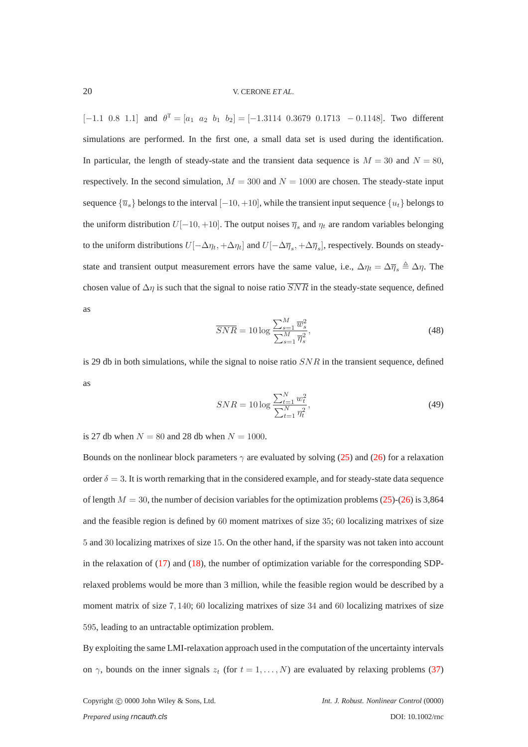$[-1.1 \;\; 0.8 \;\; 1.1]$ and $\theta^{\mathrm{T}} = [a_1 \;\; a_2 \;\; b_1 \;\; b_2] = [-1.3114 \;\; 0.3679 \;\; 0.1713 \;\; -0.1148]$. Two different simulations are performed. In the first one, a small data set is used during the identification. In particular, the length of steady-state and the transient data sequence is $M = 30$ and $N = 80$, respectively. In the second simulation, $M = 300$ and $N = 1000$ are chosen. The steady-state input sequence $\{\overline{u}_s\}$ belongs to the interval $[-10, +10]$, while the transient input sequence $\{u_t\}$ belongs to the uniform distribution $U[-10, +10]$. The output noises $\overline{\eta}_s$ and $\eta_t$ are random variables belonging to the uniform distributions $U[-\Delta\eta_t, +\Delta\eta_t]$ and $U[-\Delta\overline{\eta}_s, +\Delta\overline{\eta}_s]$, respectively. Bounds on steady-state and transient output measurement errors have the same value, i.e., $\Delta\eta_t = \Delta\overline{\eta}_s \triangleq \Delta\eta$. The chosen value of $\Delta\eta$ is such that the signal to noise ratio $\overline{SNR}$ in the steady-state sequence, defined as

$$\overline{SNR} = 10 \log \frac{\sum_{s=1}^{M} \overline{w}_s^2}{\sum_{s=1}^{M} \overline{\eta}_s^2}, \tag{48}$$

is 29 db in both simulations, while the signal to noise ratio $SNR$ in the transient sequence, defined as

$$SNR = 10 \log \frac{\sum_{t=1}^{N} w_t^2}{\sum_{t=1}^{N} \eta_t^2}, \tag{49}$$

is 27 db when $N = 80$ and 28 db when $N = 1000$.

Bounds on the nonlinear block parameters $\gamma$ are evaluated by solving (25) and (26) for a relaxation order $\delta = 3$. It is worth remarking that in the considered example, and for steady-state data sequence of length $M = 30$, the number of decision variables for the optimization problems (25)-(26) is 3,864 and the feasible region is defined by $60$ moment matrixes of size $35$; $60$ localizing matrixes of size $5$ and $30$ localizing matrixes of size $15$. On the other hand, if the sparsity was not taken into account in the relaxation of (17) and (18), the number of optimization variable for the corresponding SDP-relaxed problems would be more than 3 million, while the feasible region would be described by a moment matrix of size $7,140$; $60$ localizing matrixes of size $34$ and $60$ localizing matrixes of size $595$, leading to an untractable optimization problem.

By exploiting the same LMI-relaxation approach used in the computation of the uncertainty intervals on $\gamma$, bounds on the inner signals $z_t$ (for $t = 1, \ldots, N$) are evaluated by relaxing problems (37)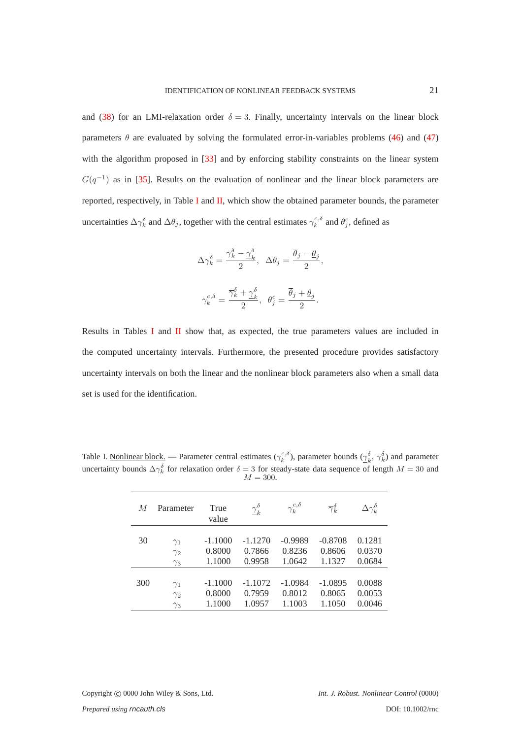and (38) for an LMI-relaxation order $\delta = 3$. Finally, uncertainty intervals on the linear block parameters $\theta$ are evaluated by solving the formulated error-in-variables problems (46) and (47) with the algorithm proposed in [33] and by enforcing stability constraints on the linear system $G(q^{-1})$ as in [35]. Results on the evaluation of nonlinear and the linear block parameters are reported, respectively, in Table I and II, which show the obtained parameter bounds, the parameter uncertainties $\Delta\gamma_k^\delta$ and $\Delta\theta_j$, together with the central estimates $\gamma_k^{c,\delta}$ and $\theta_j^c$, defined as

$$\Delta\gamma_k^\delta = \frac{\overline{\gamma}_k^\delta - \underline{\gamma}_k^\delta}{2}, \quad \Delta\theta_j = \frac{\overline{\theta}_j - \underline{\theta}_j}{2},$$

$$\gamma_k^{c,\delta} = \frac{\overline{\gamma}_k^\delta + \underline{\gamma}_k^\delta}{2}, \quad \theta_j^c = \frac{\overline{\theta}_j + \underline{\theta}_j}{2}.$$

Results in Tables I and II show that, as expected, the true parameters values are included in the computed uncertainty intervals. Furthermore, the presented procedure provides satisfactory uncertainty intervals on both the linear and the nonlinear block parameters also when a small data set is used for the identification.

Table I. Nonlinear block. — Parameter central estimates ($\gamma_k^{c,\delta}$), parameter bounds ($\underline{\gamma}_k^\delta$, $\overline{\gamma}_k^\delta$) and parameter uncertainty bounds $\Delta\gamma_k^\delta$ for relaxation order $\delta = 3$ for steady-state data sequence of length $M = 30$ and $M = 300$.

| $M$ | Parameter | True value | $\underline{\gamma}_k^\delta$ | $\gamma_k^{c,\delta}$ | $\overline{\gamma}_k^\delta$ | $\Delta\gamma_k^\delta$ |
|---|---|---|---|---|---|---|
| 30 | $\gamma_1$ | -1.1000 | -1.1270 | -0.9989 | -0.8708 | 0.1281 |
| | $\gamma_2$ | 0.8000 | 0.7866 | 0.8236 | 0.8606 | 0.0370 |
| | $\gamma_3$ | 1.1000 | 0.9958 | 1.0642 | 1.1327 | 0.0684 |
| 300 | $\gamma_1$ | -1.1000 | -1.1072 | -1.0984 | -1.0895 | 0.0088 |
| | $\gamma_2$ | 0.8000 | 0.7959 | 0.8012 | 0.8065 | 0.0053 |
| | $\gamma_3$ | 1.1000 | 1.0957 | 1.1003 | 1.1050 | 0.0046 |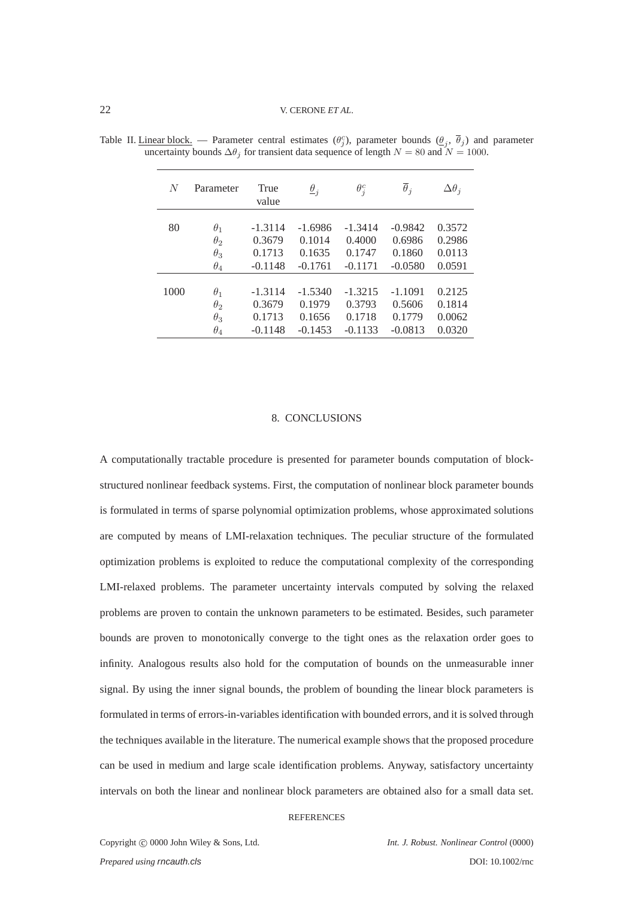Table II. Linear block. — Parameter central estimates ($\theta_j^c$), parameter bounds ($\underline{\theta}_j$, $\overline{\theta}_j$) and parameter uncertainty bounds $\Delta\theta_j$ for transient data sequence of length $N = 80$ and $N = 1000$.

| $N$ | Parameter | True value | $\underline{\theta}_j$ | $\theta_j^c$ | $\overline{\theta}_j$ | $\Delta\theta_j$ |
|---|---|---|---|---|---|---|
| 80 | $\theta_1$ | -1.3114 | -1.6986 | -1.3414 | -0.9842 | 0.3572 |
| | $\theta_2$ | 0.3679 | 0.1014 | 0.4000 | 0.6986 | 0.2986 |
| | $\theta_3$ | 0.1713 | 0.1635 | 0.1747 | 0.1860 | 0.0113 |
| | $\theta_4$ | -0.1148 | -0.1761 | -0.1171 | -0.0580 | 0.0591 |
| 1000 | $\theta_1$ | -1.3114 | -1.5340 | -1.3215 | -1.1091 | 0.2125 |
| | $\theta_2$ | 0.3679 | 0.1979 | 0.3793 | 0.5606 | 0.1814 |
| | $\theta_3$ | 0.1713 | 0.1656 | 0.1718 | 0.1779 | 0.0062 |
| | $\theta_4$ | -0.1148 | -0.1453 | -0.1133 | -0.0813 | 0.0320 |

## 8. CONCLUSIONS

A computationally tractable procedure is presented for parameter bounds computation of block-structured nonlinear feedback systems. First, the computation of nonlinear block parameter bounds is formulated in terms of sparse polynomial optimization problems, whose approximated solutions are computed by means of LMI-relaxation techniques. The peculiar structure of the formulated optimization problems is exploited to reduce the computational complexity of the corresponding LMI-relaxed problems. The parameter uncertainty intervals computed by solving the relaxed problems are proven to contain the unknown parameters to be estimated. Besides, such parameter bounds are proven to monotonically converge to the tight ones as the relaxation order goes to infinity. Analogous results also hold for the computation of bounds on the unmeasurable inner signal. By using the inner signal bounds, the problem of bounding the linear block parameters is formulated in terms of errors-in-variables identification with bounded errors, and it is solved through the techniques available in the literature. The numerical example shows that the proposed procedure can be used in medium and large scale identification problems. Anyway, satisfactory uncertainty intervals on both the linear and nonlinear block parameters are obtained also for a small data set.

## REFERENCES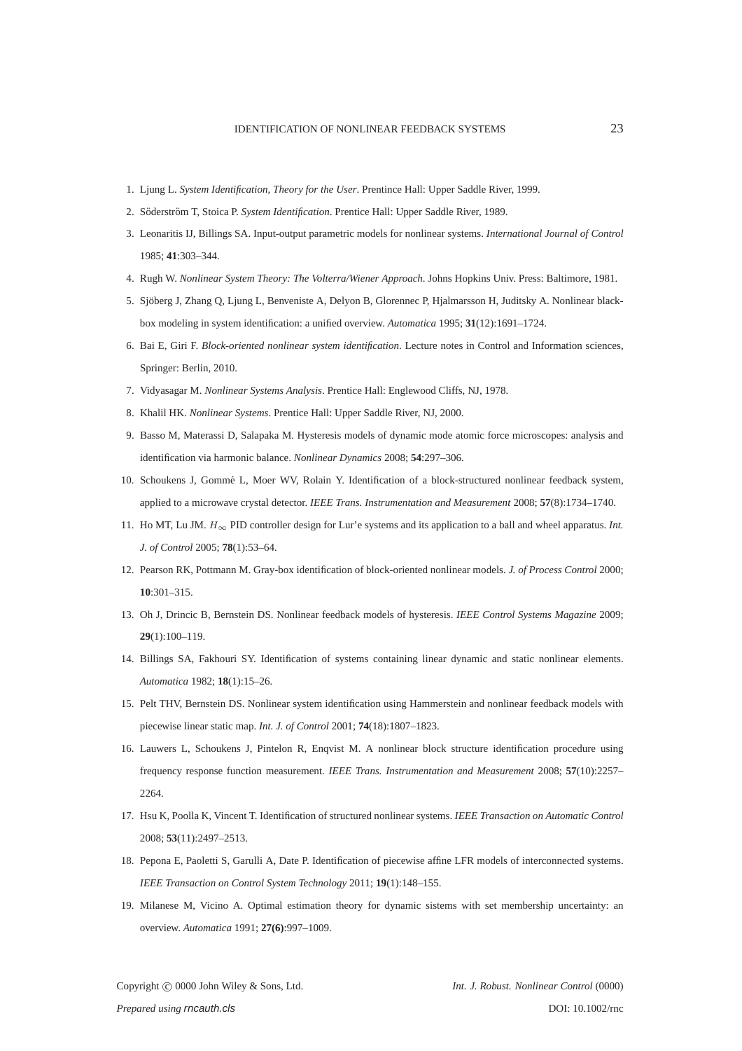1. Ljung L. *System Identification, Theory for the User*. Prentince Hall: Upper Saddle River, 1999.
2. Söderström T, Stoica P. *System Identification*. Prentice Hall: Upper Saddle River, 1989.
3. Leonaritis IJ, Billings SA. Input-output parametric models for nonlinear systems. *International Journal of Control* 1985; **41**:303–344.
4. Rugh W. *Nonlinear System Theory: The Volterra/Wiener Approach*. Johns Hopkins Univ. Press: Baltimore, 1981.
5. Sjöberg J, Zhang Q, Ljung L, Benveniste A, Delyon B, Glorennec P, Hjalmarsson H, Juditsky A. Nonlinear black-box modeling in system identification: a unified overview. *Automatica* 1995; **31**(12):1691–1724.
6. Bai E, Giri F. *Block-oriented nonlinear system identification*. Lecture notes in Control and Information sciences, Springer: Berlin, 2010.
7. Vidyasagar M. *Nonlinear Systems Analysis*. Prentice Hall: Englewood Cliffs, NJ, 1978.
8. Khalil HK. *Nonlinear Systems*. Prentice Hall: Upper Saddle River, NJ, 2000.
9. Basso M, Materassi D, Salapaka M. Hysteresis models of dynamic mode atomic force microscopes: analysis and identification via harmonic balance. *Nonlinear Dynamics* 2008; **54**:297–306.
10. Schoukens J, Gommé L, Moer WV, Rolain Y. Identification of a block-structured nonlinear feedback system, applied to a microwave crystal detector. *IEEE Trans. Instrumentation and Measurement* 2008; **57**(8):1734–1740.
11. Ho MT, Lu JM. $H_\infty$ PID controller design for Lur'e systems and its application to a ball and wheel apparatus. *Int. J. of Control* 2005; **78**(1):53–64.
12. Pearson RK, Pottmann M. Gray-box identification of block-oriented nonlinear models. *J. of Process Control* 2000; **10**:301–315.
13. Oh J, Drincic B, Bernstein DS. Nonlinear feedback models of hysteresis. *IEEE Control Systems Magazine* 2009; **29**(1):100–119.
14. Billings SA, Fakhouri SY. Identification of systems containing linear dynamic and static nonlinear elements. *Automatica* 1982; **18**(1):15–26.
15. Pelt THV, Bernstein DS. Nonlinear system identification using Hammerstein and nonlinear feedback models with piecewise linear static map. *Int. J. of Control* 2001; **74**(18):1807–1823.
16. Lauwers L, Schoukens J, Pintelon R, Enqvist M. A nonlinear block structure identification procedure using frequency response function measurement. *IEEE Trans. Instrumentation and Measurement* 2008; **57**(10):2257–2264.
17. Hsu K, Poolla K, Vincent T. Identification of structured nonlinear systems. *IEEE Transaction on Automatic Control* 2008; **53**(11):2497–2513.
18. Pepona E, Paoletti S, Garulli A, Date P. Identification of piecewise affine LFR models of interconnected systems. *IEEE Transaction on Control System Technology* 2011; **19**(1):148–155.
19. Milanese M, Vicino A. Optimal estimation theory for dynamic sistems with set membership uncertainty: an overview. *Automatica* 1991; **27(6)**:997–1009.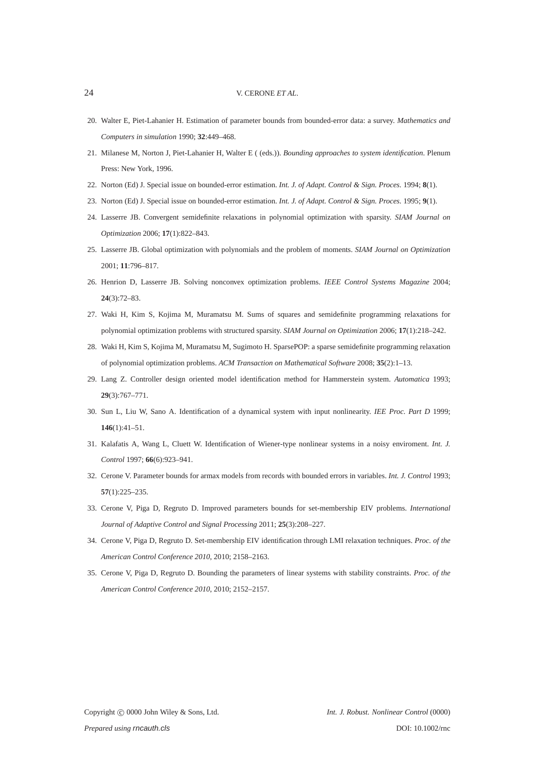20. Walter E, Piet-Lahanier H. Estimation of parameter bounds from bounded-error data: a survey. *Mathematics and Computers in simulation* 1990; **32**:449–468.
21. Milanese M, Norton J, Piet-Lahanier H, Walter E ( (eds.)). *Bounding approaches to system identification*. Plenum Press: New York, 1996.
22. Norton (Ed) J. Special issue on bounded-error estimation. *Int. J. of Adapt. Control & Sign. Proces.* 1994; **8**(1).
23. Norton (Ed) J. Special issue on bounded-error estimation. *Int. J. of Adapt. Control & Sign. Proces.* 1995; **9**(1).
24. Lasserre JB. Convergent semidefinite relaxations in polynomial optimization with sparsity. *SIAM Journal on Optimization* 2006; **17**(1):822–843.
25. Lasserre JB. Global optimization with polynomials and the problem of moments. *SIAM Journal on Optimization* 2001; **11**:796–817.
26. Henrion D, Lasserre JB. Solving nonconvex optimization problems. *IEEE Control Systems Magazine* 2004; **24**(3):72–83.
27. Waki H, Kim S, Kojima M, Muramatsu M. Sums of squares and semidefinite programming relaxations for polynomial optimization problems with structured sparsity. *SIAM Journal on Optimization* 2006; **17**(1):218–242.
28. Waki H, Kim S, Kojima M, Muramatsu M, Sugimoto H. SparsePOP: a sparse semidefinite programming relaxation of polynomial optimization problems. *ACM Transaction on Mathematical Software* 2008; **35**(2):1–13.
29. Lang Z. Controller design oriented model identification method for Hammerstein system. *Automatica* 1993; **29**(3):767–771.
30. Sun L, Liu W, Sano A. Identification of a dynamical system with input nonlinearity. *IEE Proc. Part D* 1999; **146**(1):41–51.
31. Kalafatis A, Wang L, Cluett W. Identification of Wiener-type nonlinear systems in a noisy enviroment. *Int. J. Control* 1997; **66**(6):923–941.
32. Cerone V. Parameter bounds for armax models from records with bounded errors in variables. *Int. J. Control* 1993; **57**(1):225–235.
33. Cerone V, Piga D, Regruto D. Improved parameters bounds for set-membership EIV problems. *International Journal of Adaptive Control and Signal Processing* 2011; **25**(3):208–227.
34. Cerone V, Piga D, Regruto D. Set-membership EIV identification through LMI relaxation techniques. *Proc. of the American Control Conference 2010*, 2010; 2158–2163.
35. Cerone V, Piga D, Regruto D. Bounding the parameters of linear systems with stability constraints. *Proc. of the American Control Conference 2010*, 2010; 2152–2157.